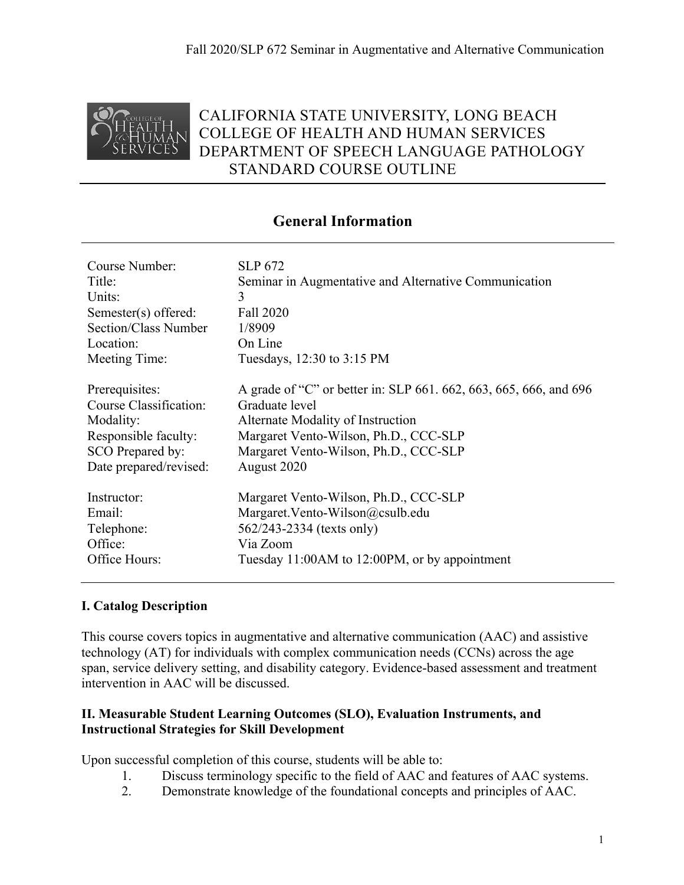# CALIFORNIA STATE UNIVERSITY, LONG BEACH
# COLLEGE OF HEALTH AND HUMAN SERVICES
# DEPARTMENT OF SPEECH LANGUAGE PATHOLOGY
# STANDARD COURSE OUTLINE

## General Information

| | |
|---|---|
| Course Number: | SLP 672 |
| Title: | Seminar in Augmentative and Alternative Communication |
| Units: | 3 |
| Semester(s) offered: | Fall 2020 |
| Section/Class Number | 1/8909 |
| Location: | On Line |
| Meeting Time: | Tuesdays, 12:30 to 3:15 PM |
| Prerequisites: | A grade of "C" or better in: SLP 661. 662, 663, 665, 666, and 696 |
| Course Classification: | Graduate level |
| Modality: | Alternate Modality of Instruction |
| Responsible faculty: | Margaret Vento-Wilson, Ph.D., CCC-SLP |
| SCO Prepared by: | Margaret Vento-Wilson, Ph.D., CCC-SLP |
| Date prepared/revised: | August 2020 |
| Instructor: | Margaret Vento-Wilson, Ph.D., CCC-SLP |
| Email: | Margaret.Vento-Wilson@csulb.edu |
| Telephone: | 562/243-2334 (texts only) |
| Office: | Via Zoom |
| Office Hours: | Tuesday 11:00AM to 12:00PM, or by appointment |

**I. Catalog Description**

This course covers topics in augmentative and alternative communication (AAC) and assistive technology (AT) for individuals with complex communication needs (CCNs) across the age span, service delivery setting, and disability category. Evidence-based assessment and treatment intervention in AAC will be discussed.

**II. Measurable Student Learning Outcomes (SLO), Evaluation Instruments, and Instructional Strategies for Skill Development**

Upon successful completion of this course, students will be able to:

1. Discuss terminology specific to the field of AAC and features of AAC systems.
2. Demonstrate knowledge of the foundational concepts and principles of AAC.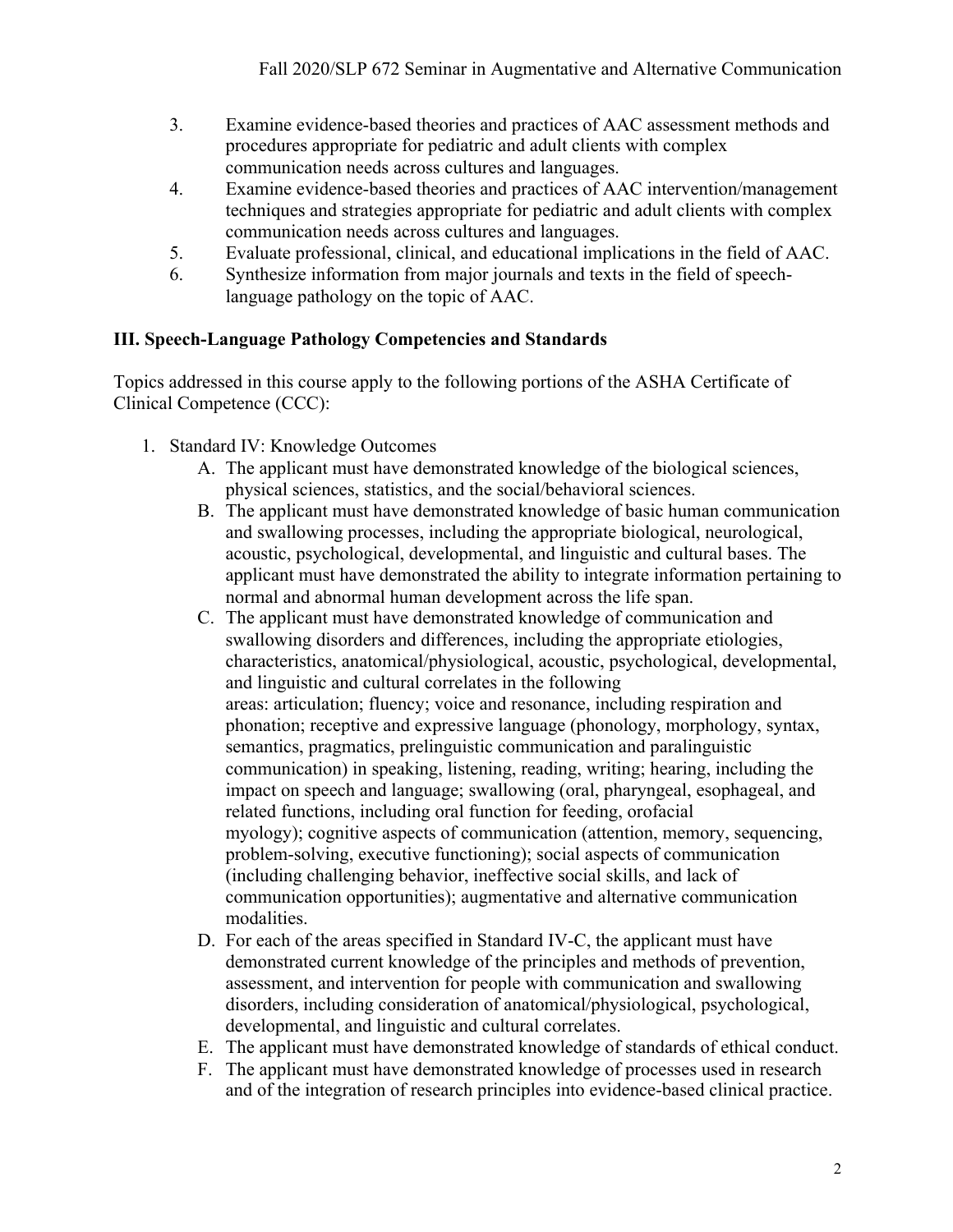3. Examine evidence-based theories and practices of AAC assessment methods and procedures appropriate for pediatric and adult clients with complex communication needs across cultures and languages.
4. Examine evidence-based theories and practices of AAC intervention/management techniques and strategies appropriate for pediatric and adult clients with complex communication needs across cultures and languages.
5. Evaluate professional, clinical, and educational implications in the field of AAC.
6. Synthesize information from major journals and texts in the field of speech-language pathology on the topic of AAC.

## III. Speech-Language Pathology Competencies and Standards

Topics addressed in this course apply to the following portions of the ASHA Certificate of Clinical Competence (CCC):

1. Standard IV: Knowledge Outcomes
   - A. The applicant must have demonstrated knowledge of the biological sciences, physical sciences, statistics, and the social/behavioral sciences.
   - B. The applicant must have demonstrated knowledge of basic human communication and swallowing processes, including the appropriate biological, neurological, acoustic, psychological, developmental, and linguistic and cultural bases. The applicant must have demonstrated the ability to integrate information pertaining to normal and abnormal human development across the life span.
   - C. The applicant must have demonstrated knowledge of communication and swallowing disorders and differences, including the appropriate etiologies, characteristics, anatomical/physiological, acoustic, psychological, developmental, and linguistic and cultural correlates in the following areas: articulation; fluency; voice and resonance, including respiration and phonation; receptive and expressive language (phonology, morphology, syntax, semantics, pragmatics, prelinguistic communication and paralinguistic communication) in speaking, listening, reading, writing; hearing, including the impact on speech and language; swallowing (oral, pharyngeal, esophageal, and related functions, including oral function for feeding, orofacial myology); cognitive aspects of communication (attention, memory, sequencing, problem-solving, executive functioning); social aspects of communication (including challenging behavior, ineffective social skills, and lack of communication opportunities); augmentative and alternative communication modalities.
   - D. For each of the areas specified in Standard IV-C, the applicant must have demonstrated current knowledge of the principles and methods of prevention, assessment, and intervention for people with communication and swallowing disorders, including consideration of anatomical/physiological, psychological, developmental, and linguistic and cultural correlates.
   - E. The applicant must have demonstrated knowledge of standards of ethical conduct.
   - F. The applicant must have demonstrated knowledge of processes used in research and of the integration of research principles into evidence-based clinical practice.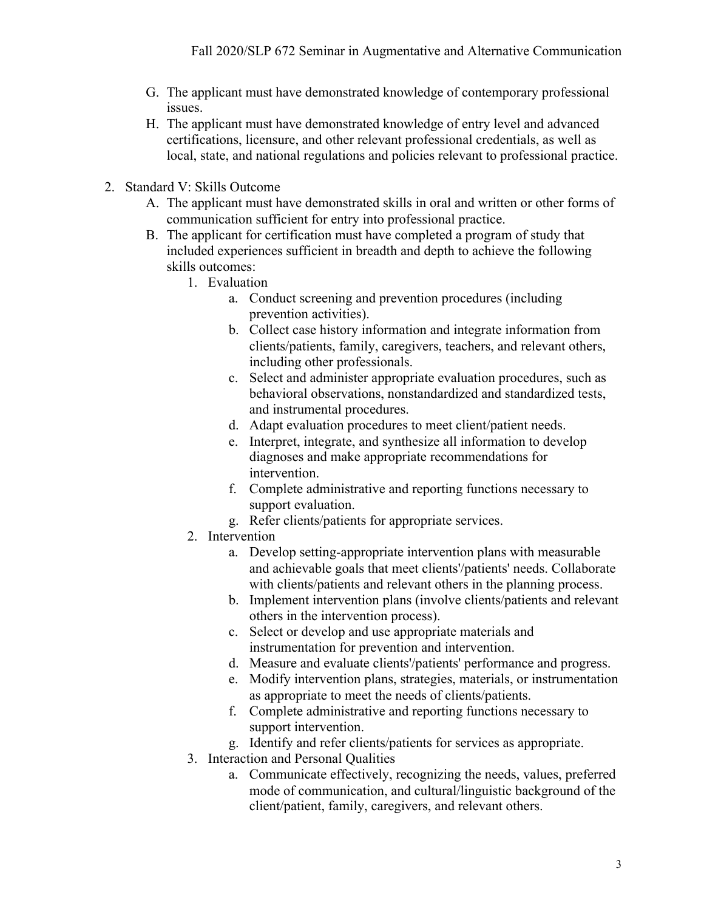G. The applicant must have demonstrated knowledge of contemporary professional issues.

H. The applicant must have demonstrated knowledge of entry level and advanced certifications, licensure, and other relevant professional credentials, as well as local, state, and national regulations and policies relevant to professional practice.

2. Standard V: Skills Outcome

   A. The applicant must have demonstrated skills in oral and written or other forms of communication sufficient for entry into professional practice.

   B. The applicant for certification must have completed a program of study that included experiences sufficient in breadth and depth to achieve the following skills outcomes:

      1. Evaluation
         a. Conduct screening and prevention procedures (including prevention activities).
         b. Collect case history information and integrate information from clients/patients, family, caregivers, teachers, and relevant others, including other professionals.
         c. Select and administer appropriate evaluation procedures, such as behavioral observations, nonstandardized and standardized tests, and instrumental procedures.
         d. Adapt evaluation procedures to meet client/patient needs.
         e. Interpret, integrate, and synthesize all information to develop diagnoses and make appropriate recommendations for intervention.
         f. Complete administrative and reporting functions necessary to support evaluation.
         g. Refer clients/patients for appropriate services.
      2. Intervention
         a. Develop setting-appropriate intervention plans with measurable and achievable goals that meet clients'/patients' needs. Collaborate with clients/patients and relevant others in the planning process.
         b. Implement intervention plans (involve clients/patients and relevant others in the intervention process).
         c. Select or develop and use appropriate materials and instrumentation for prevention and intervention.
         d. Measure and evaluate clients'/patients' performance and progress.
         e. Modify intervention plans, strategies, materials, or instrumentation as appropriate to meet the needs of clients/patients.
         f. Complete administrative and reporting functions necessary to support intervention.
         g. Identify and refer clients/patients for services as appropriate.
      3. Interaction and Personal Qualities
         a. Communicate effectively, recognizing the needs, values, preferred mode of communication, and cultural/linguistic background of the client/patient, family, caregivers, and relevant others.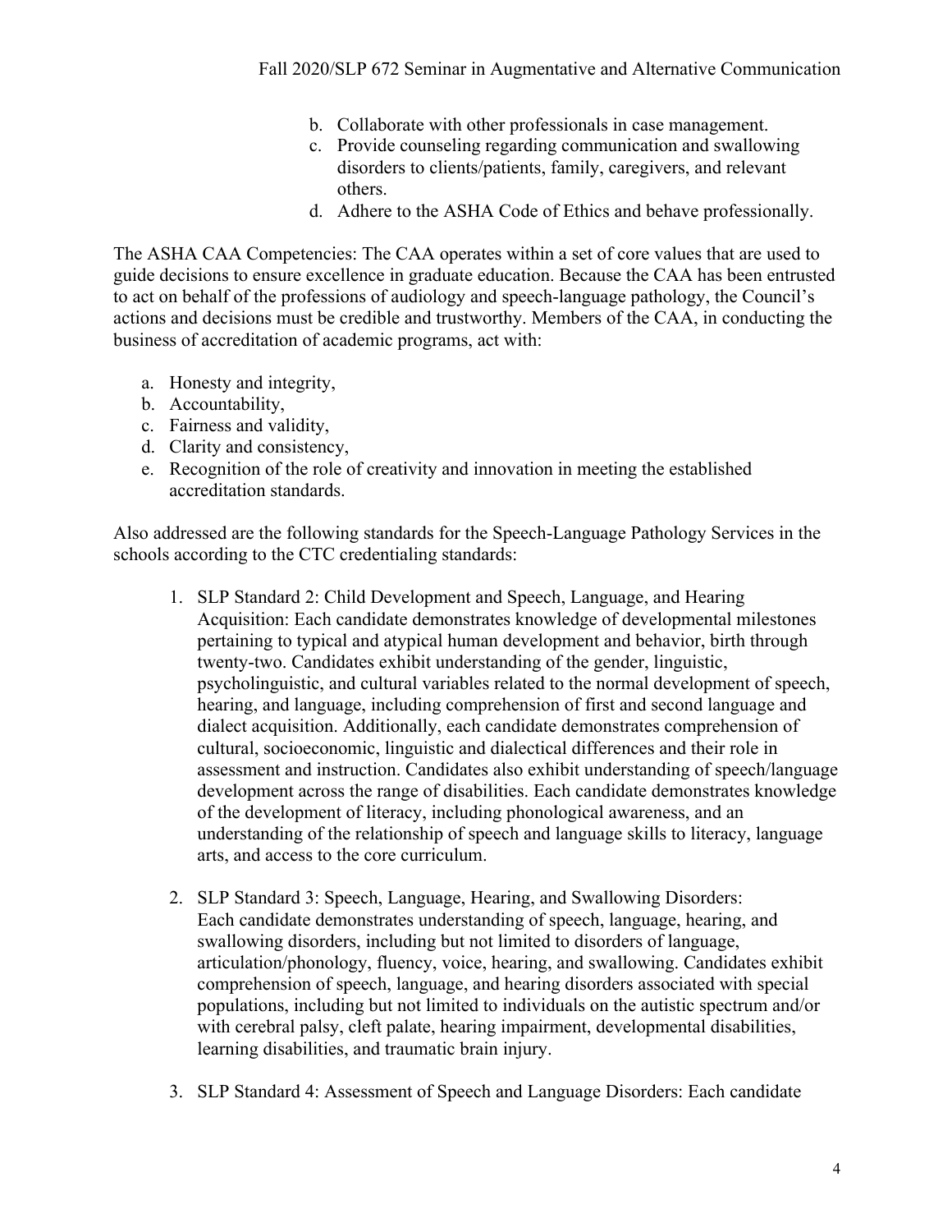b. Collaborate with other professionals in case management.
c. Provide counseling regarding communication and swallowing disorders to clients/patients, family, caregivers, and relevant others.
d. Adhere to the ASHA Code of Ethics and behave professionally.

The ASHA CAA Competencies: The CAA operates within a set of core values that are used to guide decisions to ensure excellence in graduate education. Because the CAA has been entrusted to act on behalf of the professions of audiology and speech-language pathology, the Council's actions and decisions must be credible and trustworthy. Members of the CAA, in conducting the business of accreditation of academic programs, act with:

a. Honesty and integrity,
b. Accountability,
c. Fairness and validity,
d. Clarity and consistency,
e. Recognition of the role of creativity and innovation in meeting the established accreditation standards.

Also addressed are the following standards for the Speech-Language Pathology Services in the schools according to the CTC credentialing standards:

1. SLP Standard 2: Child Development and Speech, Language, and Hearing Acquisition: Each candidate demonstrates knowledge of developmental milestones pertaining to typical and atypical human development and behavior, birth through twenty-two. Candidates exhibit understanding of the gender, linguistic, psycholinguistic, and cultural variables related to the normal development of speech, hearing, and language, including comprehension of first and second language and dialect acquisition. Additionally, each candidate demonstrates comprehension of cultural, socioeconomic, linguistic and dialectical differences and their role in assessment and instruction. Candidates also exhibit understanding of speech/language development across the range of disabilities. Each candidate demonstrates knowledge of the development of literacy, including phonological awareness, and an understanding of the relationship of speech and language skills to literacy, language arts, and access to the core curriculum.

2. SLP Standard 3: Speech, Language, Hearing, and Swallowing Disorders: Each candidate demonstrates understanding of speech, language, hearing, and swallowing disorders, including but not limited to disorders of language, articulation/phonology, fluency, voice, hearing, and swallowing. Candidates exhibit comprehension of speech, language, and hearing disorders associated with special populations, including but not limited to individuals on the autistic spectrum and/or with cerebral palsy, cleft palate, hearing impairment, developmental disabilities, learning disabilities, and traumatic brain injury.

3. SLP Standard 4: Assessment of Speech and Language Disorders: Each candidate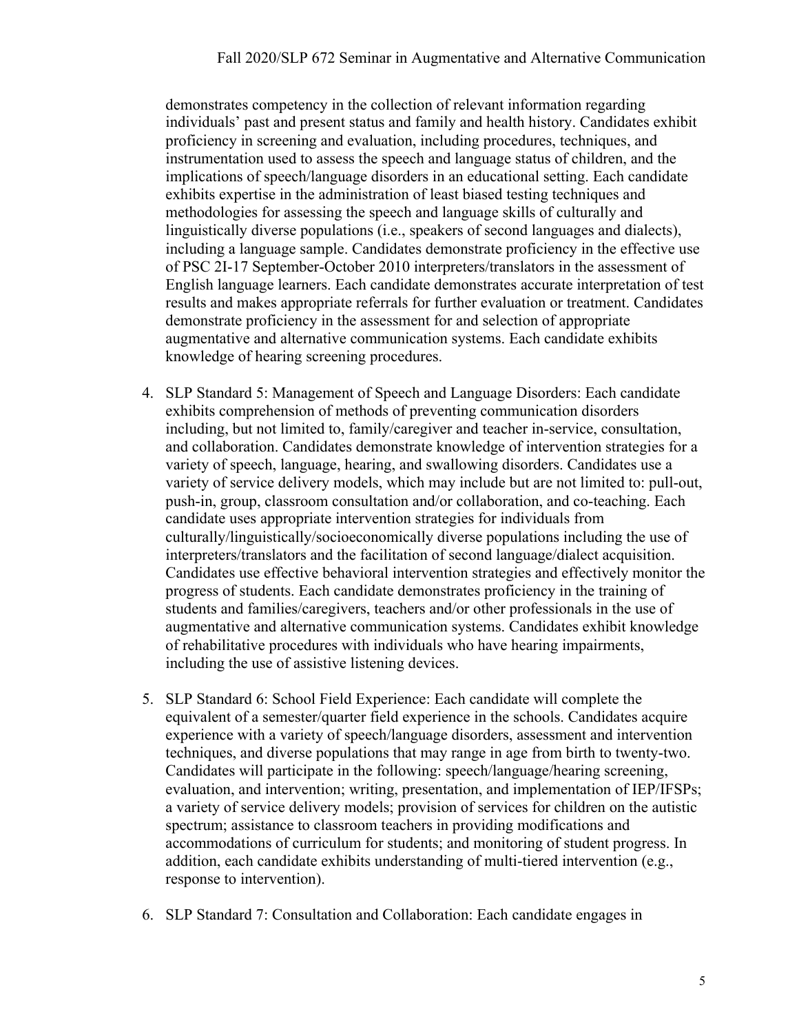demonstrates competency in the collection of relevant information regarding individuals' past and present status and family and health history. Candidates exhibit proficiency in screening and evaluation, including procedures, techniques, and instrumentation used to assess the speech and language status of children, and the implications of speech/language disorders in an educational setting. Each candidate exhibits expertise in the administration of least biased testing techniques and methodologies for assessing the speech and language skills of culturally and linguistically diverse populations (i.e., speakers of second languages and dialects), including a language sample. Candidates demonstrate proficiency in the effective use of PSC 2I-17 September-October 2010 interpreters/translators in the assessment of English language learners. Each candidate demonstrates accurate interpretation of test results and makes appropriate referrals for further evaluation or treatment. Candidates demonstrate proficiency in the assessment for and selection of appropriate augmentative and alternative communication systems. Each candidate exhibits knowledge of hearing screening procedures.

4. SLP Standard 5: Management of Speech and Language Disorders: Each candidate exhibits comprehension of methods of preventing communication disorders including, but not limited to, family/caregiver and teacher in-service, consultation, and collaboration. Candidates demonstrate knowledge of intervention strategies for a variety of speech, language, hearing, and swallowing disorders. Candidates use a variety of service delivery models, which may include but are not limited to: pull-out, push-in, group, classroom consultation and/or collaboration, and co-teaching. Each candidate uses appropriate intervention strategies for individuals from culturally/linguistically/socioeconomically diverse populations including the use of interpreters/translators and the facilitation of second language/dialect acquisition. Candidates use effective behavioral intervention strategies and effectively monitor the progress of students. Each candidate demonstrates proficiency in the training of students and families/caregivers, teachers and/or other professionals in the use of augmentative and alternative communication systems. Candidates exhibit knowledge of rehabilitative procedures with individuals who have hearing impairments, including the use of assistive listening devices.

5. SLP Standard 6: School Field Experience: Each candidate will complete the equivalent of a semester/quarter field experience in the schools. Candidates acquire experience with a variety of speech/language disorders, assessment and intervention techniques, and diverse populations that may range in age from birth to twenty-two. Candidates will participate in the following: speech/language/hearing screening, evaluation, and intervention; writing, presentation, and implementation of IEP/IFSPs; a variety of service delivery models; provision of services for children on the autistic spectrum; assistance to classroom teachers in providing modifications and accommodations of curriculum for students; and monitoring of student progress. In addition, each candidate exhibits understanding of multi-tiered intervention (e.g., response to intervention).

6. SLP Standard 7: Consultation and Collaboration: Each candidate engages in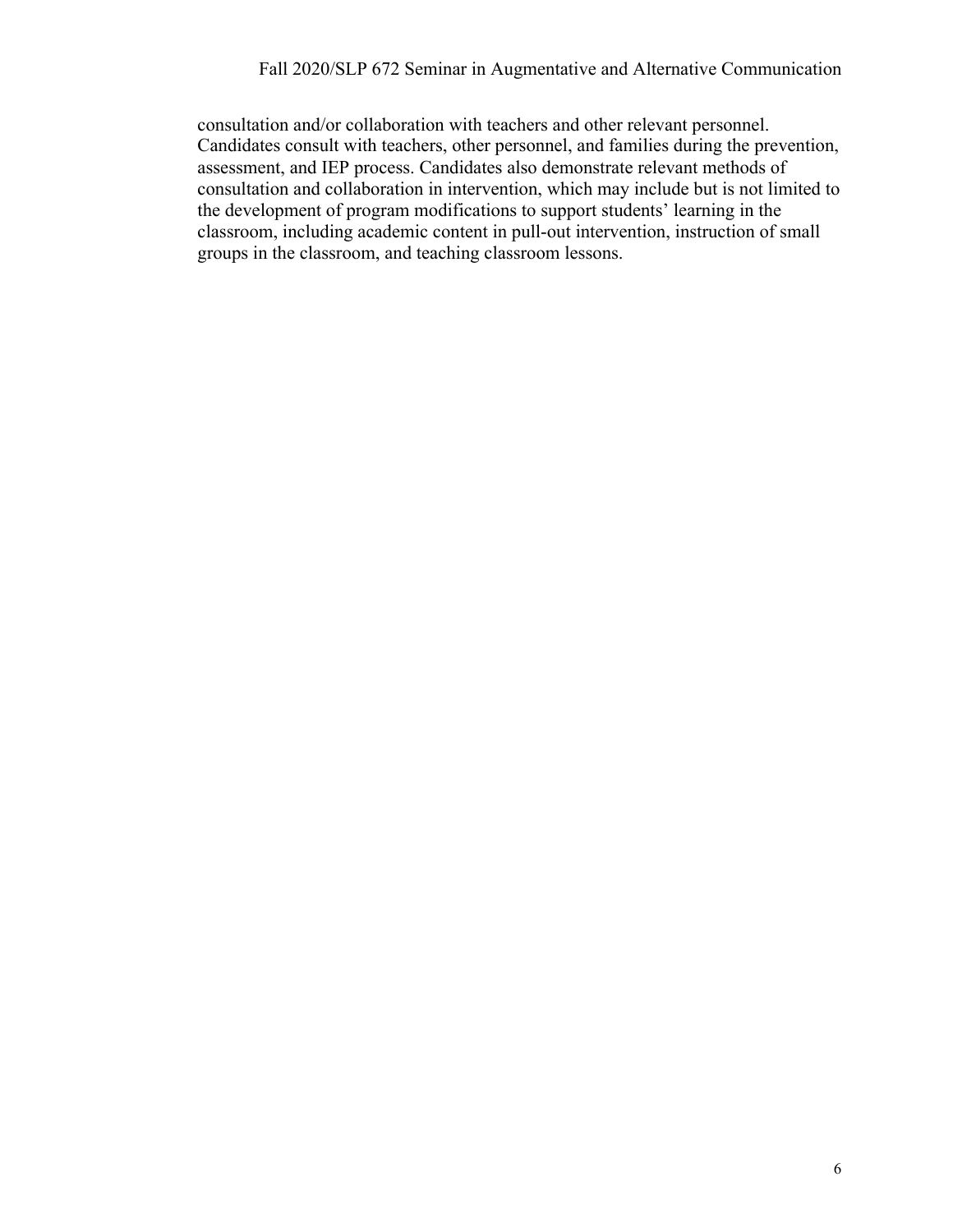consultation and/or collaboration with teachers and other relevant personnel. Candidates consult with teachers, other personnel, and families during the prevention, assessment, and IEP process. Candidates also demonstrate relevant methods of consultation and collaboration in intervention, which may include but is not limited to the development of program modifications to support students' learning in the classroom, including academic content in pull-out intervention, instruction of small groups in the classroom, and teaching classroom lessons.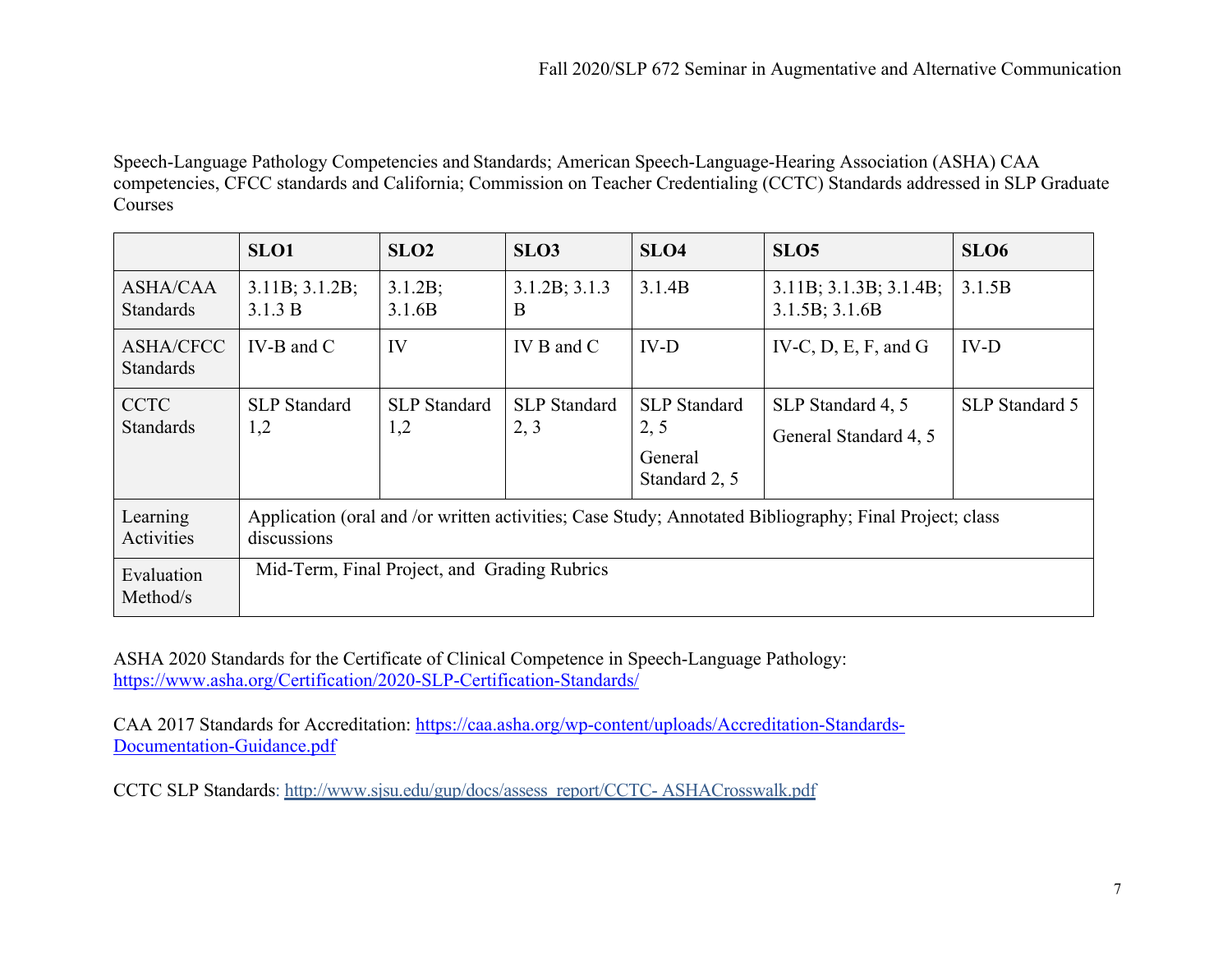Speech-Language Pathology Competencies and Standards; American Speech-Language-Hearing Association (ASHA) CAA competencies, CFCC standards and California; Commission on Teacher Credentialing (CCTC) Standards addressed in SLP Graduate Courses

| | SLO1 | SLO2 | SLO3 | SLO4 | SLO5 | SLO6 |
|---|---|---|---|---|---|---|
| ASHA/CAA Standards | 3.11B; 3.1.2B; 3.1.3 B | 3.1.2B; 3.1.6B | 3.1.2B; 3.1.3 B | 3.1.4B | 3.11B; 3.1.3B; 3.1.4B; 3.1.5B; 3.1.6B | 3.1.5B |
| ASHA/CFCC Standards | IV-B and C | IV | IV B and C | IV-D | IV-C, D, E, F, and G | IV-D |
| CCTC Standards | SLP Standard 1,2 | SLP Standard 1,2 | SLP Standard 2, 3 | SLP Standard 2, 5<br>General Standard 2, 5 | SLP Standard 4, 5<br>General Standard 4, 5 | SLP Standard 5 |
| Learning Activities | Application (oral and /or written activities; Case Study; Annotated Bibliography; Final Project; class discussions | | | | | |
| Evaluation Method/s | Mid-Term, Final Project, and Grading Rubrics | | | | | |

ASHA 2020 Standards for the Certificate of Clinical Competence in Speech-Language Pathology: https://www.asha.org/Certification/2020-SLP-Certification-Standards/

CAA 2017 Standards for Accreditation: https://caa.asha.org/wp-content/uploads/Accreditation-Standards-Documentation-Guidance.pdf

CCTC SLP Standards: http://www.sjsu.edu/gup/docs/assess_report/CCTC- ASHACrosswalk.pdf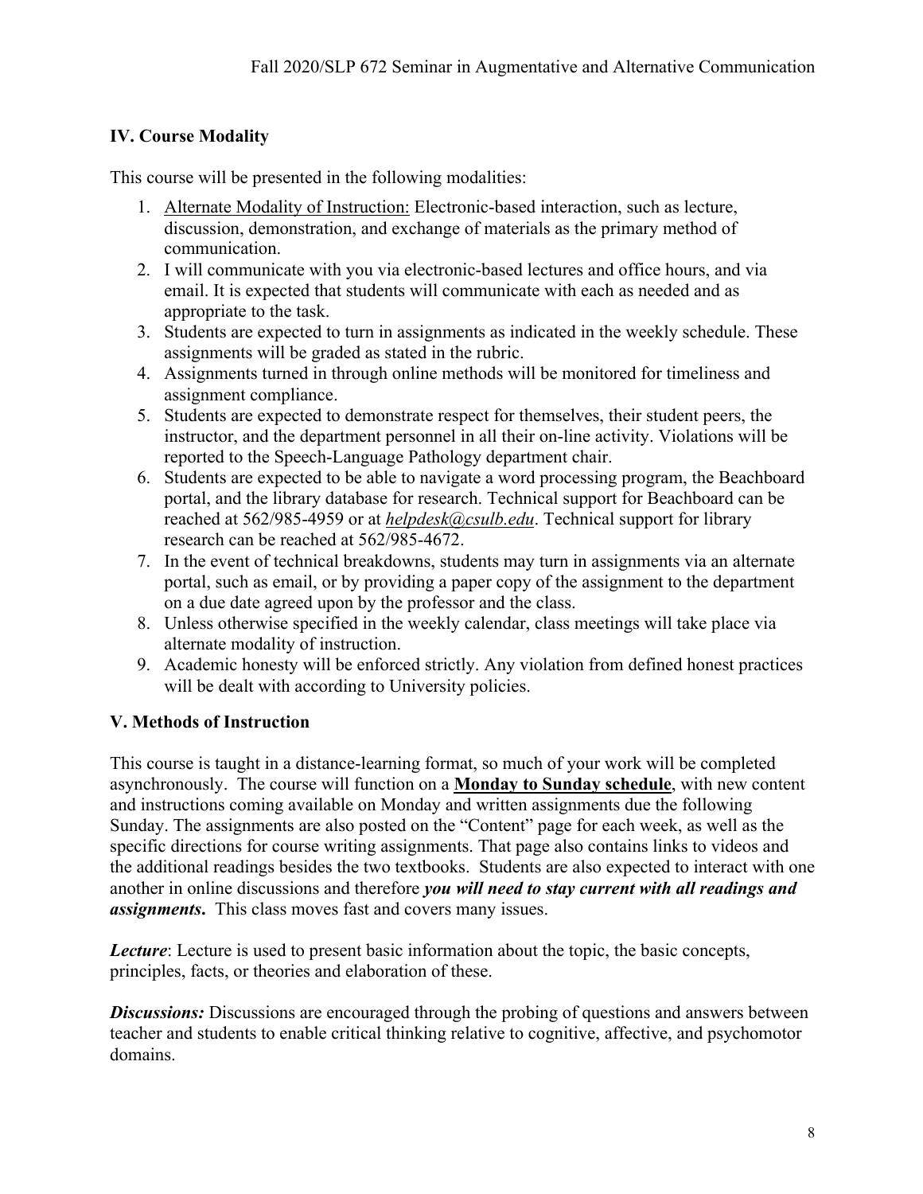## IV. Course Modality

This course will be presented in the following modalities:

1. Alternate Modality of Instruction: Electronic-based interaction, such as lecture, discussion, demonstration, and exchange of materials as the primary method of communication.
2. I will communicate with you via electronic-based lectures and office hours, and via email. It is expected that students will communicate with each as needed and as appropriate to the task.
3. Students are expected to turn in assignments as indicated in the weekly schedule. These assignments will be graded as stated in the rubric.
4. Assignments turned in through online methods will be monitored for timeliness and assignment compliance.
5. Students are expected to demonstrate respect for themselves, their student peers, the instructor, and the department personnel in all their on-line activity. Violations will be reported to the Speech-Language Pathology department chair.
6. Students are expected to be able to navigate a word processing program, the Beachboard portal, and the library database for research. Technical support for Beachboard can be reached at 562/985-4959 or at *helpdesk@csulb.edu*. Technical support for library research can be reached at 562/985-4672.
7. In the event of technical breakdowns, students may turn in assignments via an alternate portal, such as email, or by providing a paper copy of the assignment to the department on a due date agreed upon by the professor and the class.
8. Unless otherwise specified in the weekly calendar, class meetings will take place via alternate modality of instruction.
9. Academic honesty will be enforced strictly. Any violation from defined honest practices will be dealt with according to University policies.

## V. Methods of Instruction

This course is taught in a distance-learning format, so much of your work will be completed asynchronously. The course will function on a **Monday to Sunday schedule**, with new content and instructions coming available on Monday and written assignments due the following Sunday. The assignments are also posted on the "Content" page for each week, as well as the specific directions for course writing assignments. That page also contains links to videos and the additional readings besides the two textbooks. Students are also expected to interact with one another in online discussions and therefore ***you will need to stay current with all readings and assignments.*** This class moves fast and covers many issues.

***Lecture***: Lecture is used to present basic information about the topic, the basic concepts, principles, facts, or theories and elaboration of these.

***Discussions:*** Discussions are encouraged through the probing of questions and answers between teacher and students to enable critical thinking relative to cognitive, affective, and psychomotor domains.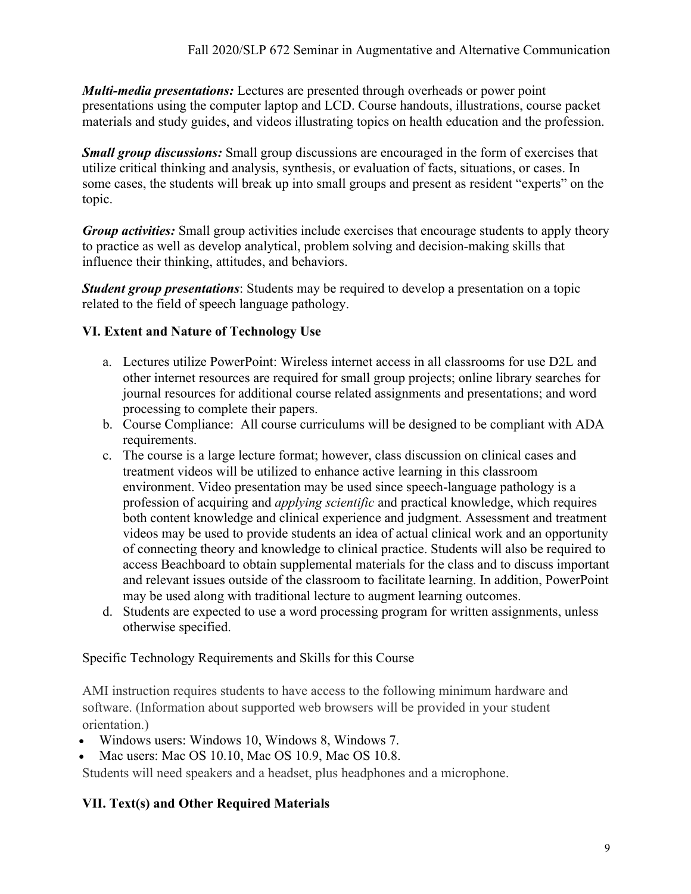***Multi-media presentations:*** Lectures are presented through overheads or power point presentations using the computer laptop and LCD. Course handouts, illustrations, course packet materials and study guides, and videos illustrating topics on health education and the profession.

***Small group discussions:*** Small group discussions are encouraged in the form of exercises that utilize critical thinking and analysis, synthesis, or evaluation of facts, situations, or cases. In some cases, the students will break up into small groups and present as resident "experts" on the topic.

***Group activities:*** Small group activities include exercises that encourage students to apply theory to practice as well as develop analytical, problem solving and decision-making skills that influence their thinking, attitudes, and behaviors.

***Student group presentations***: Students may be required to develop a presentation on a topic related to the field of speech language pathology.

## VI. Extent and Nature of Technology Use

a. Lectures utilize PowerPoint: Wireless internet access in all classrooms for use D2L and other internet resources are required for small group projects; online library searches for journal resources for additional course related assignments and presentations; and word processing to complete their papers.
b. Course Compliance: All course curriculums will be designed to be compliant with ADA requirements.
c. The course is a large lecture format; however, class discussion on clinical cases and treatment videos will be utilized to enhance active learning in this classroom environment. Video presentation may be used since speech-language pathology is a profession of acquiring and *applying scientific* and practical knowledge, which requires both content knowledge and clinical experience and judgment. Assessment and treatment videos may be used to provide students an idea of actual clinical work and an opportunity of connecting theory and knowledge to clinical practice. Students will also be required to access Beachboard to obtain supplemental materials for the class and to discuss important and relevant issues outside of the classroom to facilitate learning. In addition, PowerPoint may be used along with traditional lecture to augment learning outcomes.
d. Students are expected to use a word processing program for written assignments, unless otherwise specified.

Specific Technology Requirements and Skills for this Course

AMI instruction requires students to have access to the following minimum hardware and software. (Information about supported web browsers will be provided in your student orientation.)

- Windows users: Windows 10, Windows 8, Windows 7.
- Mac users: Mac OS 10.10, Mac OS 10.9, Mac OS 10.8.

Students will need speakers and a headset, plus headphones and a microphone.

## VII. Text(s) and Other Required Materials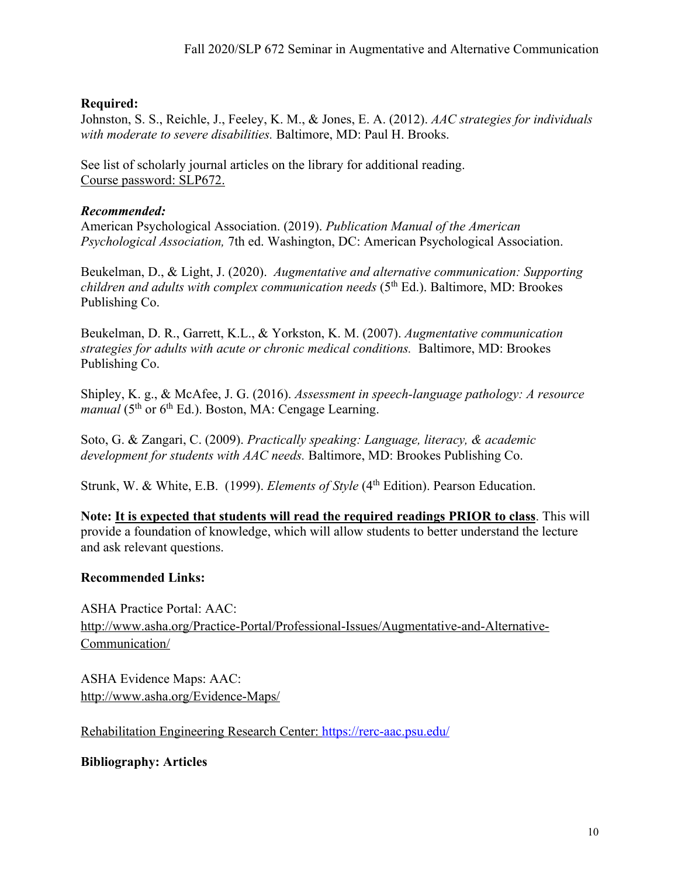**Required:**

Johnston, S. S., Reichle, J., Feeley, K. M., & Jones, E. A. (2012). *AAC strategies for individuals with moderate to severe disabilities.* Baltimore, MD: Paul H. Brooks.

See list of scholarly journal articles on the library for additional reading.
Course password: SLP672.

***Recommended:***

American Psychological Association. (2019). *Publication Manual of the American Psychological Association,* 7th ed. Washington, DC: American Psychological Association.

Beukelman, D., & Light, J. (2020). *Augmentative and alternative communication: Supporting children and adults with complex communication needs* (5th Ed.). Baltimore, MD: Brookes Publishing Co.

Beukelman, D. R., Garrett, K.L., & Yorkston, K. M. (2007). *Augmentative communication strategies for adults with acute or chronic medical conditions.* Baltimore, MD: Brookes Publishing Co.

Shipley, K. g., & McAfee, J. G. (2016). *Assessment in speech-language pathology: A resource manual* (5th or 6th Ed.). Boston, MA: Cengage Learning.

Soto, G. & Zangari, C. (2009). *Practically speaking: Language, literacy, & academic development for students with AAC needs.* Baltimore, MD: Brookes Publishing Co.

Strunk, W. & White, E.B. (1999). *Elements of Style* (4th Edition). Pearson Education.

**Note: It is expected that students will read the required readings PRIOR to class**. This will provide a foundation of knowledge, which will allow students to better understand the lecture and ask relevant questions.

**Recommended Links:**

ASHA Practice Portal: AAC:
http://www.asha.org/Practice-Portal/Professional-Issues/Augmentative-and-Alternative-Communication/

ASHA Evidence Maps: AAC:
http://www.asha.org/Evidence-Maps/

Rehabilitation Engineering Research Center: https://rerc-aac.psu.edu/

**Bibliography: Articles**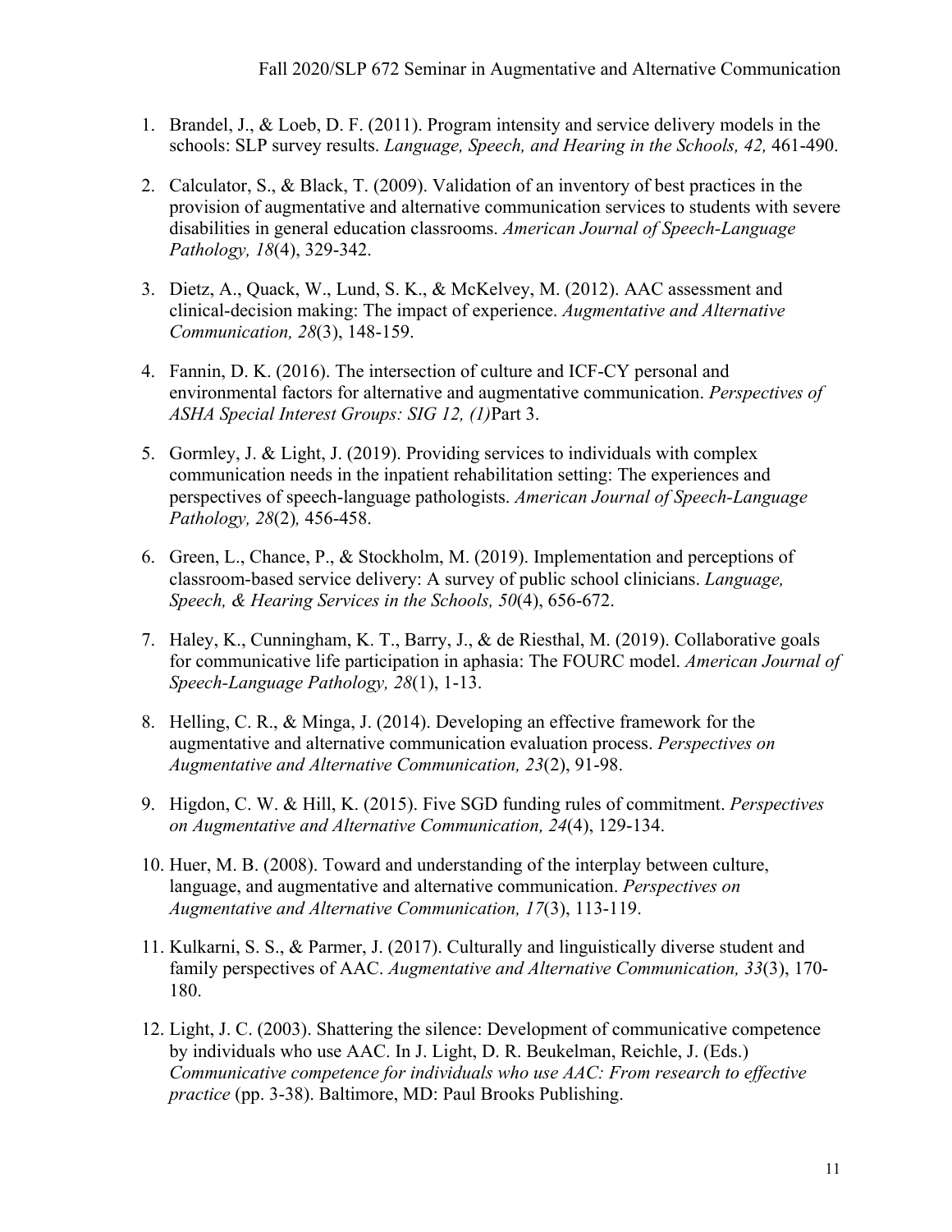1. Brandel, J., & Loeb, D. F. (2011). Program intensity and service delivery models in the schools: SLP survey results. *Language, Speech, and Hearing in the Schools, 42,* 461-490.

2. Calculator, S., & Black, T. (2009). Validation of an inventory of best practices in the provision of augmentative and alternative communication services to students with severe disabilities in general education classrooms. *American Journal of Speech-Language Pathology, 18*(4), 329-342.

3. Dietz, A., Quack, W., Lund, S. K., & McKelvey, M. (2012). AAC assessment and clinical-decision making: The impact of experience. *Augmentative and Alternative Communication, 28*(3), 148-159.

4. Fannin, D. K. (2016). The intersection of culture and ICF-CY personal and environmental factors for alternative and augmentative communication. *Perspectives of ASHA Special Interest Groups: SIG 12, (1)*Part 3.

5. Gormley, J. & Light, J. (2019). Providing services to individuals with complex communication needs in the inpatient rehabilitation setting: The experiences and perspectives of speech-language pathologists. *American Journal of Speech-Language Pathology, 28*(2)*,* 456-458.

6. Green, L., Chance, P., & Stockholm, M. (2019). Implementation and perceptions of classroom-based service delivery: A survey of public school clinicians. *Language, Speech, & Hearing Services in the Schools, 50*(4), 656-672.

7. Haley, K., Cunningham, K. T., Barry, J., & de Riesthal, M. (2019). Collaborative goals for communicative life participation in aphasia: The FOURC model. *American Journal of Speech-Language Pathology, 28*(1), 1-13.

8. Helling, C. R., & Minga, J. (2014). Developing an effective framework for the augmentative and alternative communication evaluation process. *Perspectives on Augmentative and Alternative Communication, 23*(2), 91-98.

9. Higdon, C. W. & Hill, K. (2015). Five SGD funding rules of commitment. *Perspectives on Augmentative and Alternative Communication, 24*(4), 129-134.

10. Huer, M. B. (2008). Toward and understanding of the interplay between culture, language, and augmentative and alternative communication. *Perspectives on Augmentative and Alternative Communication, 17*(3), 113-119.

11. Kulkarni, S. S., & Parmer, J. (2017). Culturally and linguistically diverse student and family perspectives of AAC. *Augmentative and Alternative Communication, 33*(3), 170-180.

12. Light, J. C. (2003). Shattering the silence: Development of communicative competence by individuals who use AAC. In J. Light, D. R. Beukelman, Reichle, J. (Eds.) *Communicative competence for individuals who use AAC: From research to effective practice* (pp. 3-38). Baltimore, MD: Paul Brooks Publishing.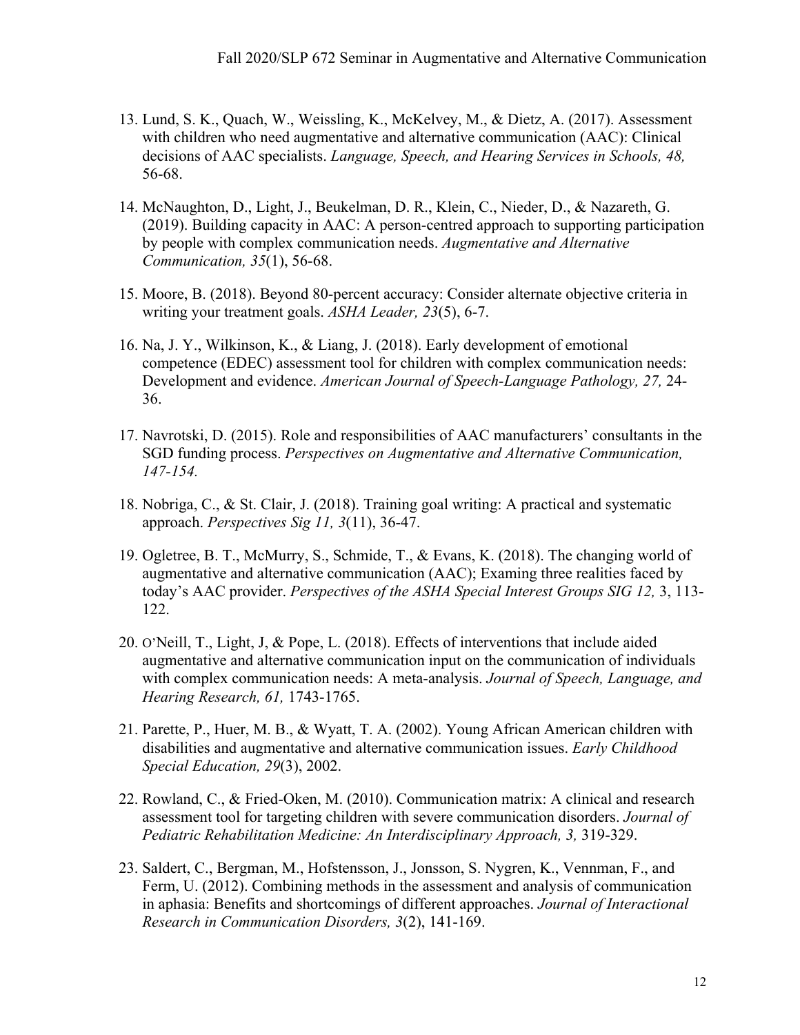13. Lund, S. K., Quach, W., Weissling, K., McKelvey, M., & Dietz, A. (2017). Assessment with children who need augmentative and alternative communication (AAC): Clinical decisions of AAC specialists. *Language, Speech, and Hearing Services in Schools, 48,* 56-68.

14. McNaughton, D., Light, J., Beukelman, D. R., Klein, C., Nieder, D., & Nazareth, G. (2019). Building capacity in AAC: A person-centred approach to supporting participation by people with complex communication needs. *Augmentative and Alternative Communication, 35*(1), 56-68.

15. Moore, B. (2018). Beyond 80-percent accuracy: Consider alternate objective criteria in writing your treatment goals. *ASHA Leader, 23*(5), 6-7.

16. Na, J. Y., Wilkinson, K., & Liang, J. (2018). Early development of emotional competence (EDEC) assessment tool for children with complex communication needs: Development and evidence. *American Journal of Speech-Language Pathology, 27,* 24-36.

17. Navrotski, D. (2015). Role and responsibilities of AAC manufacturers' consultants in the SGD funding process. *Perspectives on Augmentative and Alternative Communication, 147-154.*

18. Nobriga, C., & St. Clair, J. (2018). Training goal writing: A practical and systematic approach. *Perspectives Sig 11, 3*(11), 36-47.

19. Ogletree, B. T., McMurry, S., Schmide, T., & Evans, K. (2018). The changing world of augmentative and alternative communication (AAC); Examing three realities faced by today's AAC provider. *Perspectives of the ASHA Special Interest Groups SIG 12,* 3, 113-122.

20. O'Neill, T., Light, J, & Pope, L. (2018). Effects of interventions that include aided augmentative and alternative communication input on the communication of individuals with complex communication needs: A meta-analysis. *Journal of Speech, Language, and Hearing Research, 61,* 1743-1765.

21. Parette, P., Huer, M. B., & Wyatt, T. A. (2002). Young African American children with disabilities and augmentative and alternative communication issues. *Early Childhood Special Education, 29*(3), 2002.

22. Rowland, C., & Fried-Oken, M. (2010). Communication matrix: A clinical and research assessment tool for targeting children with severe communication disorders. *Journal of Pediatric Rehabilitation Medicine: An Interdisciplinary Approach, 3,* 319-329.

23. Saldert, C., Bergman, M., Hofstensson, J., Jonsson, S. Nygren, K., Vennman, F., and Ferm, U. (2012). Combining methods in the assessment and analysis of communication in aphasia: Benefits and shortcomings of different approaches. *Journal of Interactional Research in Communication Disorders, 3*(2), 141-169.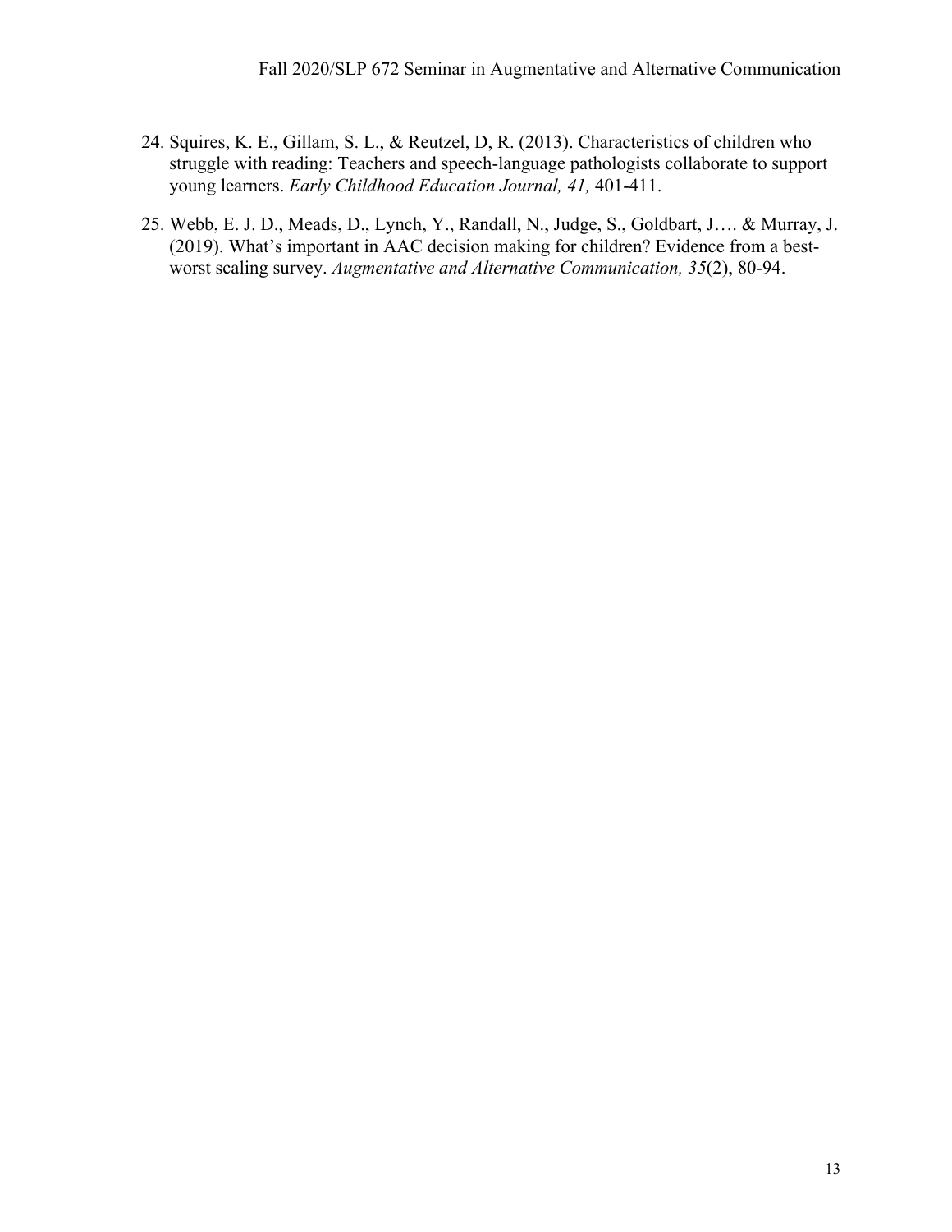24. Squires, K. E., Gillam, S. L., & Reutzel, D, R. (2013). Characteristics of children who struggle with reading: Teachers and speech-language pathologists collaborate to support young learners. *Early Childhood Education Journal, 41,* 401-411.

25. Webb, E. J. D., Meads, D., Lynch, Y., Randall, N., Judge, S., Goldbart, J…. & Murray, J. (2019). What's important in AAC decision making for children? Evidence from a best-worst scaling survey. *Augmentative and Alternative Communication, 35*(2), 80-94.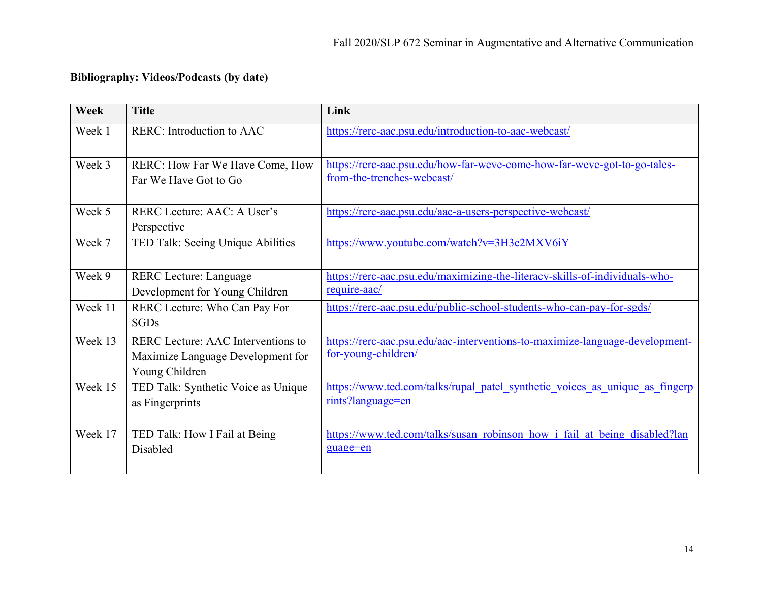**Bibliography: Videos/Podcasts (by date)**

| Week | Title | Link |
| --- | --- | --- |
| Week 1 | RERC: Introduction to AAC | https://rerc-aac.psu.edu/introduction-to-aac-webcast/ |
| Week 3 | RERC: How Far We Have Come, How Far We Have Got to Go | https://rerc-aac.psu.edu/how-far-weve-come-how-far-weve-got-to-go-tales-from-the-trenches-webcast/ |
| Week 5 | RERC Lecture: AAC: A User's Perspective | https://rerc-aac.psu.edu/aac-a-users-perspective-webcast/ |
| Week 7 | TED Talk: Seeing Unique Abilities | https://www.youtube.com/watch?v=3H3e2MXV6iY |
| Week 9 | RERC Lecture: Language Development for Young Children | https://rerc-aac.psu.edu/maximizing-the-literacy-skills-of-individuals-who-require-aac/ |
| Week 11 | RERC Lecture: Who Can Pay For SGDs | https://rerc-aac.psu.edu/public-school-students-who-can-pay-for-sgds/ |
| Week 13 | RERC Lecture: AAC Interventions to Maximize Language Development for Young Children | https://rerc-aac.psu.edu/aac-interventions-to-maximize-language-development-for-young-children/ |
| Week 15 | TED Talk: Synthetic Voice as Unique as Fingerprints | https://www.ted.com/talks/rupal_patel_synthetic_voices_as_unique_as_fingerprints?language=en |
| Week 17 | TED Talk: How I Fail at Being Disabled | https://www.ted.com/talks/susan_robinson_how_i_fail_at_being_disabled?language=en |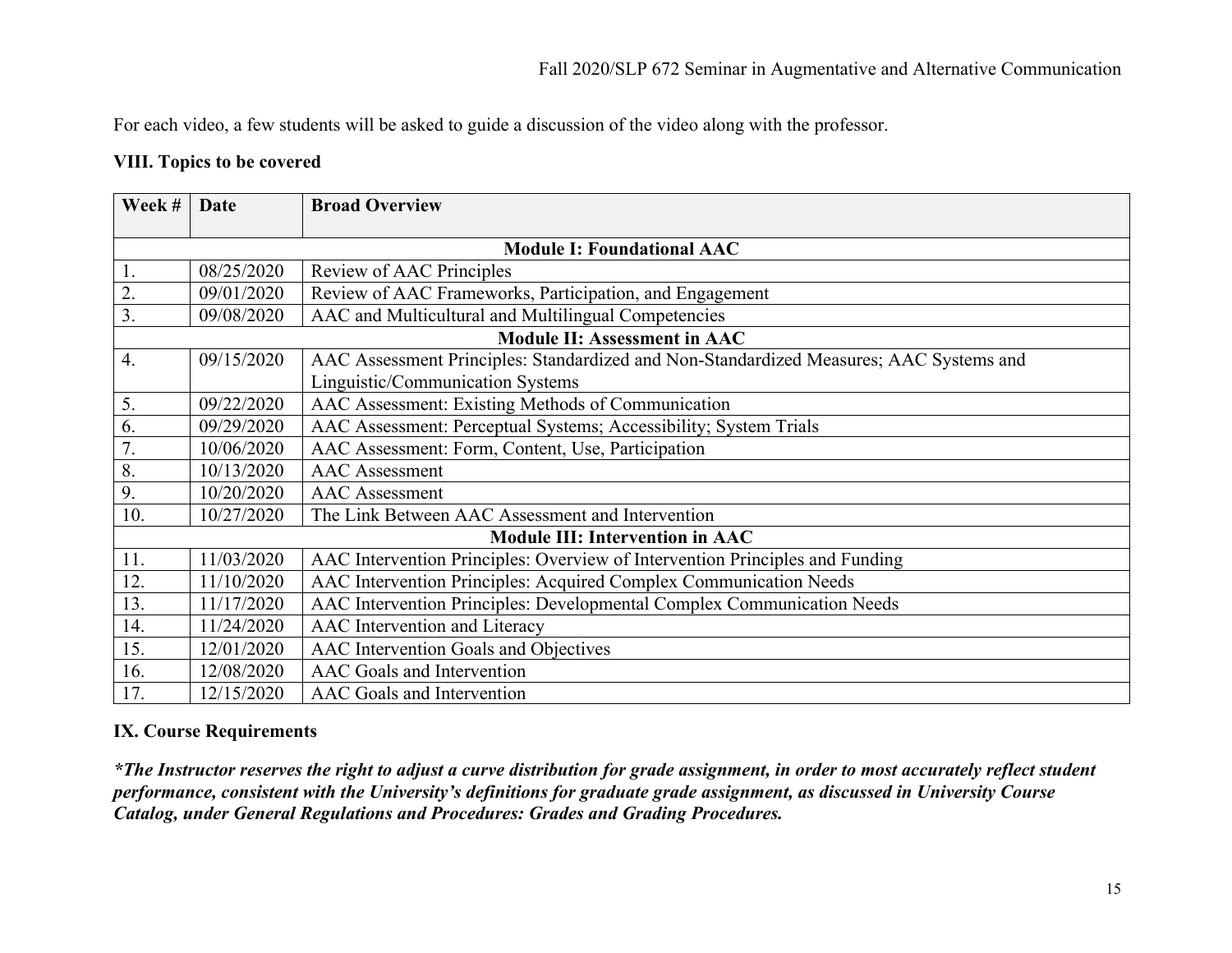For each video, a few students will be asked to guide a discussion of the video along with the professor.

### VIII. Topics to be covered

| Week # | Date | Broad Overview |
|---|---|---|
| **Module I: Foundational AAC** | | |
| 1. | 08/25/2020 | Review of AAC Principles |
| 2. | 09/01/2020 | Review of AAC Frameworks, Participation, and Engagement |
| 3. | 09/08/2020 | AAC and Multicultural and Multilingual Competencies |
| **Module II: Assessment in AAC** | | |
| 4. | 09/15/2020 | AAC Assessment Principles: Standardized and Non-Standardized Measures; AAC Systems and Linguistic/Communication Systems |
| 5. | 09/22/2020 | AAC Assessment: Existing Methods of Communication |
| 6. | 09/29/2020 | AAC Assessment: Perceptual Systems; Accessibility; System Trials |
| 7. | 10/06/2020 | AAC Assessment: Form, Content, Use, Participation |
| 8. | 10/13/2020 | AAC Assessment |
| 9. | 10/20/2020 | AAC Assessment |
| 10. | 10/27/2020 | The Link Between AAC Assessment and Intervention |
| **Module III: Intervention in AAC** | | |
| 11. | 11/03/2020 | AAC Intervention Principles: Overview of Intervention Principles and Funding |
| 12. | 11/10/2020 | AAC Intervention Principles: Acquired Complex Communication Needs |
| 13. | 11/17/2020 | AAC Intervention Principles: Developmental Complex Communication Needs |
| 14. | 11/24/2020 | AAC Intervention and Literacy |
| 15. | 12/01/2020 | AAC Intervention Goals and Objectives |
| 16. | 12/08/2020 | AAC Goals and Intervention |
| 17. | 12/15/2020 | AAC Goals and Intervention |

### IX. Course Requirements

***The Instructor reserves the right to adjust a curve distribution for grade assignment, in order to most accurately reflect student performance, consistent with the University's definitions for graduate grade assignment, as discussed in University Course Catalog, under General Regulations and Procedures: Grades and Grading Procedures.***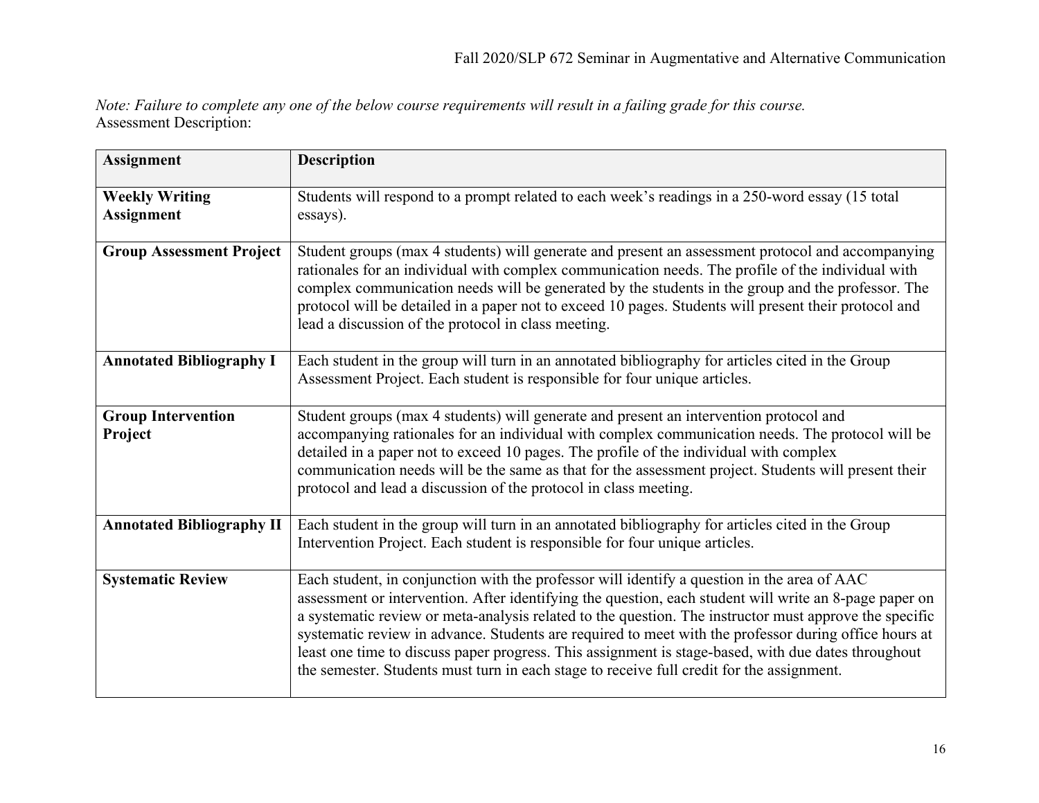*Note: Failure to complete any one of the below course requirements will result in a failing grade for this course.*
Assessment Description:

| **Assignment** | **Description** |
|---|---|
| **Weekly Writing Assignment** | Students will respond to a prompt related to each week's readings in a 250-word essay (15 total essays). |
| **Group Assessment Project** | Student groups (max 4 students) will generate and present an assessment protocol and accompanying rationales for an individual with complex communication needs. The profile of the individual with complex communication needs will be generated by the students in the group and the professor. The protocol will be detailed in a paper not to exceed 10 pages. Students will present their protocol and lead a discussion of the protocol in class meeting. |
| **Annotated Bibliography I** | Each student in the group will turn in an annotated bibliography for articles cited in the Group Assessment Project. Each student is responsible for four unique articles. |
| **Group Intervention Project** | Student groups (max 4 students) will generate and present an intervention protocol and accompanying rationales for an individual with complex communication needs. The protocol will be detailed in a paper not to exceed 10 pages. The profile of the individual with complex communication needs will be the same as that for the assessment project. Students will present their protocol and lead a discussion of the protocol in class meeting. |
| **Annotated Bibliography II** | Each student in the group will turn in an annotated bibliography for articles cited in the Group Intervention Project. Each student is responsible for four unique articles. |
| **Systematic Review** | Each student, in conjunction with the professor will identify a question in the area of AAC assessment or intervention. After identifying the question, each student will write an 8-page paper on a systematic review or meta-analysis related to the question. The instructor must approve the specific systematic review in advance. Students are required to meet with the professor during office hours at least one time to discuss paper progress. This assignment is stage-based, with due dates throughout the semester. Students must turn in each stage to receive full credit for the assignment. |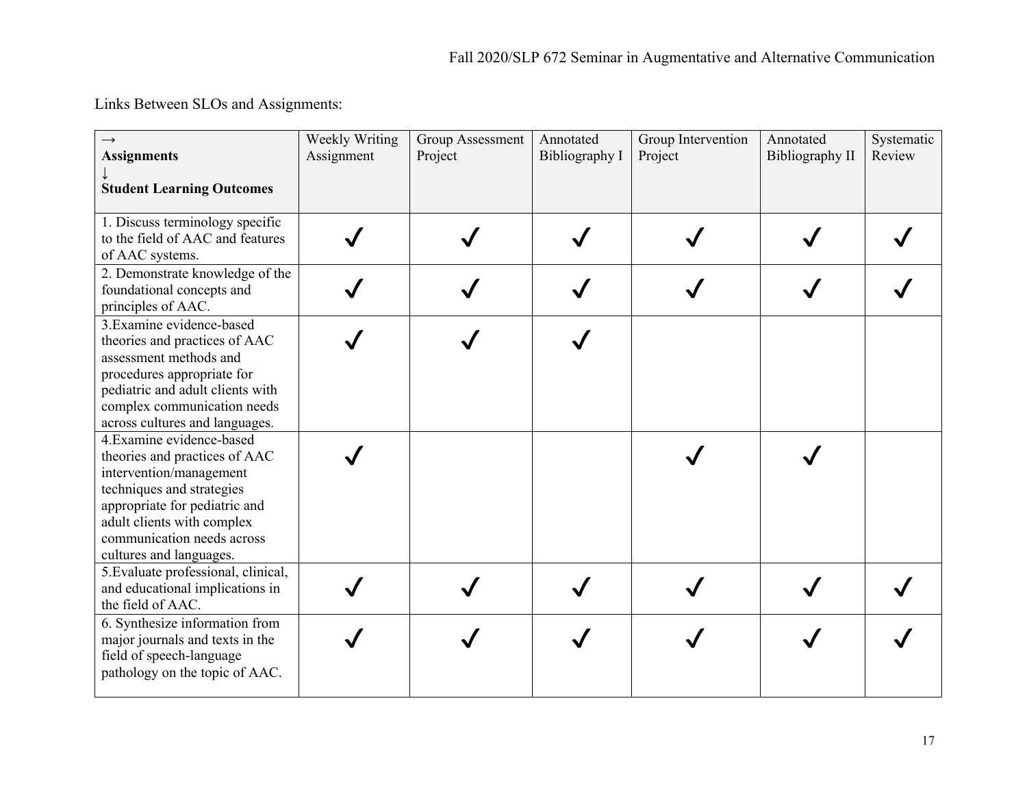Links Between SLOs and Assignments:

| → **Assignments** ↓ **Student Learning Outcomes** | Weekly Writing Assignment | Group Assessment Project | Annotated Bibliography I | Group Intervention Project | Annotated Bibliography II | Systematic Review |
|---|---|---|---|---|---|---|
| 1. Discuss terminology specific to the field of AAC and features of AAC systems. | ✓ | ✓ | ✓ | ✓ | ✓ | ✓ |
| 2. Demonstrate knowledge of the foundational concepts and principles of AAC. | ✓ | ✓ | ✓ | ✓ | ✓ | ✓ |
| 3.Examine evidence-based theories and practices of AAC assessment methods and procedures appropriate for pediatric and adult clients with complex communication needs across cultures and languages. | ✓ | ✓ | ✓ | | | |
| 4.Examine evidence-based theories and practices of AAC intervention/management techniques and strategies appropriate for pediatric and adult clients with complex communication needs across cultures and languages. | ✓ | | | ✓ | ✓ | |
| 5.Evaluate professional, clinical, and educational implications in the field of AAC. | ✓ | ✓ | ✓ | ✓ | ✓ | ✓ |
| 6. Synthesize information from major journals and texts in the field of speech-language pathology on the topic of AAC. | ✓ | ✓ | ✓ | ✓ | ✓ | ✓ |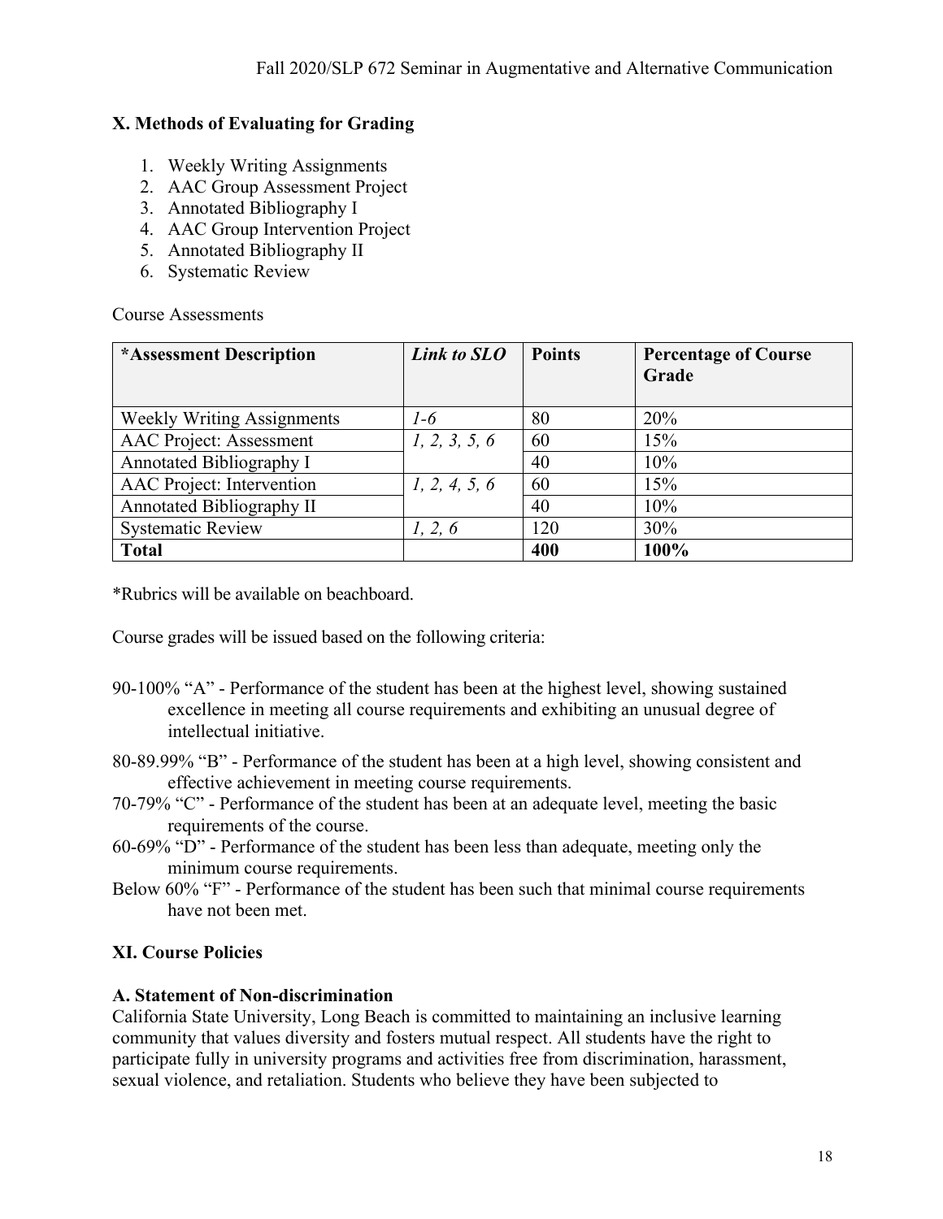## X. Methods of Evaluating for Grading

1. Weekly Writing Assignments
2. AAC Group Assessment Project
3. Annotated Bibliography I
4. AAC Group Intervention Project
5. Annotated Bibliography II
6. Systematic Review

Course Assessments

| *Assessment Description | *Link to SLO* | Points | Percentage of Course Grade |
|---|---|---|---|
| Weekly Writing Assignments | *1-6* | 80 | 20% |
| AAC Project: Assessment | *1, 2, 3, 5, 6* | 60 | 15% |
| Annotated Bibliography I | | 40 | 10% |
| AAC Project: Intervention | *1, 2, 4, 5, 6* | 60 | 15% |
| Annotated Bibliography II | | 40 | 10% |
| Systematic Review | *1, 2, 6* | 120 | 30% |
| **Total** | | **400** | **100%** |

*Rubrics will be available on beachboard.

Course grades will be issued based on the following criteria:

90-100% "A" - Performance of the student has been at the highest level, showing sustained excellence in meeting all course requirements and exhibiting an unusual degree of intellectual initiative.

80-89.99% "B" - Performance of the student has been at a high level, showing consistent and effective achievement in meeting course requirements.

70-79% "C" - Performance of the student has been at an adequate level, meeting the basic requirements of the course.

60-69% "D" - Performance of the student has been less than adequate, meeting only the minimum course requirements.

Below 60% "F" - Performance of the student has been such that minimal course requirements have not been met.

## XI. Course Policies

### A. Statement of Non-discrimination

California State University, Long Beach is committed to maintaining an inclusive learning community that values diversity and fosters mutual respect. All students have the right to participate fully in university programs and activities free from discrimination, harassment, sexual violence, and retaliation. Students who believe they have been subjected to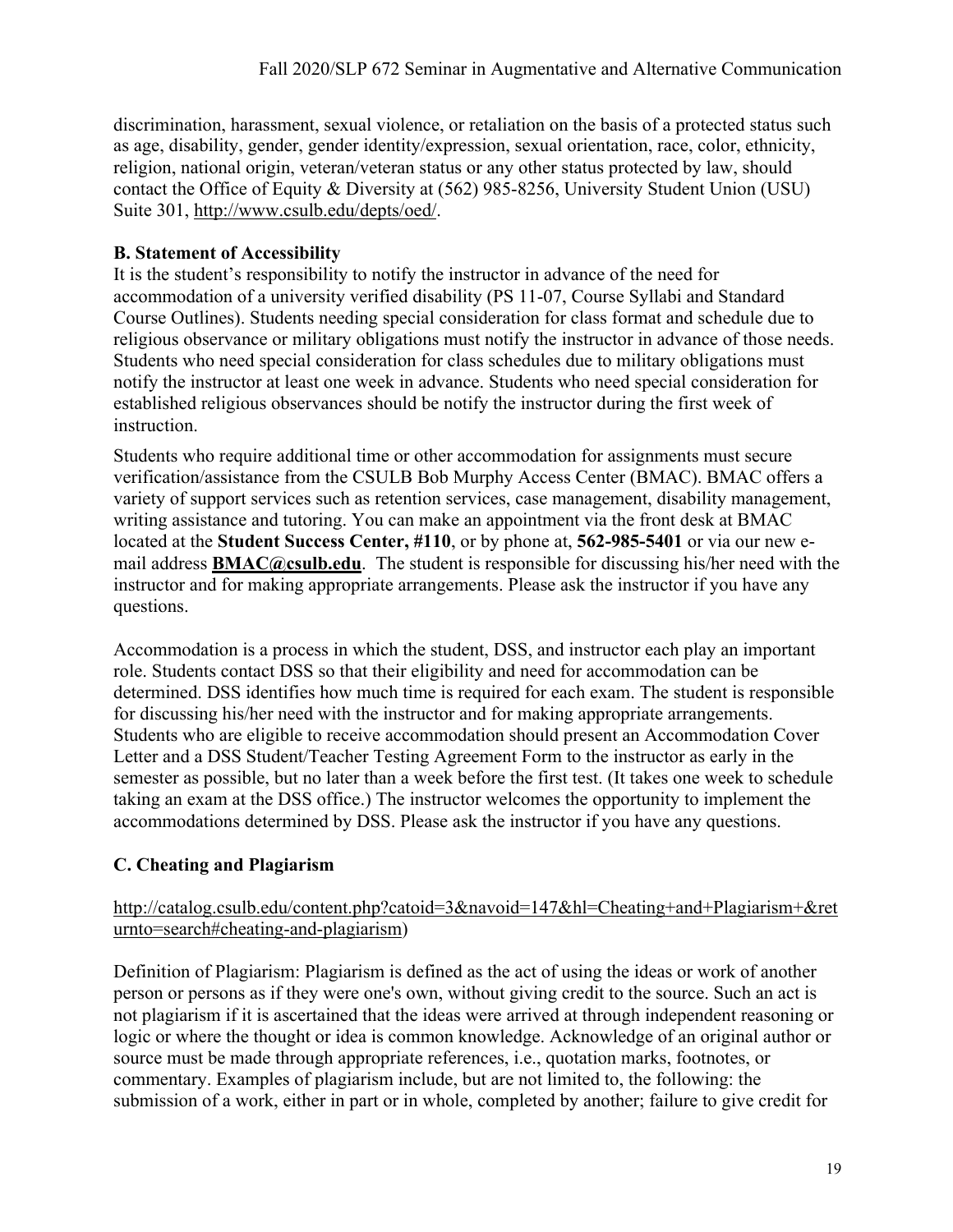discrimination, harassment, sexual violence, or retaliation on the basis of a protected status such as age, disability, gender, gender identity/expression, sexual orientation, race, color, ethnicity, religion, national origin, veteran/veteran status or any other status protected by law, should contact the Office of Equity & Diversity at (562) 985-8256, University Student Union (USU) Suite 301, http://www.csulb.edu/depts/oed/.

### B. Statement of Accessibility

It is the student's responsibility to notify the instructor in advance of the need for accommodation of a university verified disability (PS 11-07, Course Syllabi and Standard Course Outlines). Students needing special consideration for class format and schedule due to religious observance or military obligations must notify the instructor in advance of those needs. Students who need special consideration for class schedules due to military obligations must notify the instructor at least one week in advance. Students who need special consideration for established religious observances should be notify the instructor during the first week of instruction.

Students who require additional time or other accommodation for assignments must secure verification/assistance from the CSULB Bob Murphy Access Center (BMAC). BMAC offers a variety of support services such as retention services, case management, disability management, writing assistance and tutoring. You can make an appointment via the front desk at BMAC located at the **Student Success Center, #110**, or by phone at, **562-985-5401** or via our new e-mail address **BMAC@csulb.edu**. The student is responsible for discussing his/her need with the instructor and for making appropriate arrangements. Please ask the instructor if you have any questions.

Accommodation is a process in which the student, DSS, and instructor each play an important role. Students contact DSS so that their eligibility and need for accommodation can be determined. DSS identifies how much time is required for each exam. The student is responsible for discussing his/her need with the instructor and for making appropriate arrangements. Students who are eligible to receive accommodation should present an Accommodation Cover Letter and a DSS Student/Teacher Testing Agreement Form to the instructor as early in the semester as possible, but no later than a week before the first test. (It takes one week to schedule taking an exam at the DSS office.) The instructor welcomes the opportunity to implement the accommodations determined by DSS. Please ask the instructor if you have any questions.

### C. Cheating and Plagiarism

http://catalog.csulb.edu/content.php?catoid=3&navoid=147&hl=Cheating+and+Plagiarism+&returnto=search#cheating-and-plagiarism)

Definition of Plagiarism: Plagiarism is defined as the act of using the ideas or work of another person or persons as if they were one's own, without giving credit to the source. Such an act is not plagiarism if it is ascertained that the ideas were arrived at through independent reasoning or logic or where the thought or idea is common knowledge. Acknowledge of an original author or source must be made through appropriate references, i.e., quotation marks, footnotes, or commentary. Examples of plagiarism include, but are not limited to, the following: the submission of a work, either in part or in whole, completed by another; failure to give credit for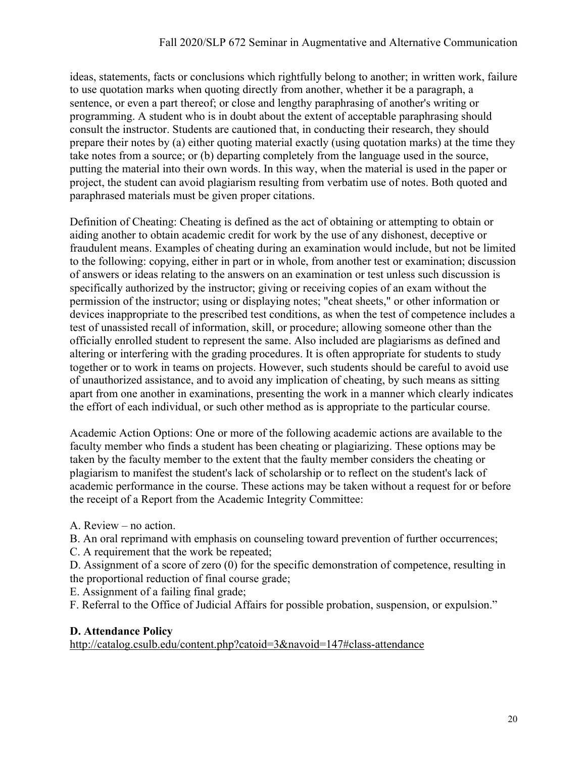ideas, statements, facts or conclusions which rightfully belong to another; in written work, failure to use quotation marks when quoting directly from another, whether it be a paragraph, a sentence, or even a part thereof; or close and lengthy paraphrasing of another's writing or programming. A student who is in doubt about the extent of acceptable paraphrasing should consult the instructor. Students are cautioned that, in conducting their research, they should prepare their notes by (a) either quoting material exactly (using quotation marks) at the time they take notes from a source; or (b) departing completely from the language used in the source, putting the material into their own words. In this way, when the material is used in the paper or project, the student can avoid plagiarism resulting from verbatim use of notes. Both quoted and paraphrased materials must be given proper citations.

Definition of Cheating: Cheating is defined as the act of obtaining or attempting to obtain or aiding another to obtain academic credit for work by the use of any dishonest, deceptive or fraudulent means. Examples of cheating during an examination would include, but not be limited to the following: copying, either in part or in whole, from another test or examination; discussion of answers or ideas relating to the answers on an examination or test unless such discussion is specifically authorized by the instructor; giving or receiving copies of an exam without the permission of the instructor; using or displaying notes; "cheat sheets," or other information or devices inappropriate to the prescribed test conditions, as when the test of competence includes a test of unassisted recall of information, skill, or procedure; allowing someone other than the officially enrolled student to represent the same. Also included are plagiarisms as defined and altering or interfering with the grading procedures. It is often appropriate for students to study together or to work in teams on projects. However, such students should be careful to avoid use of unauthorized assistance, and to avoid any implication of cheating, by such means as sitting apart from one another in examinations, presenting the work in a manner which clearly indicates the effort of each individual, or such other method as is appropriate to the particular course.

Academic Action Options: One or more of the following academic actions are available to the faculty member who finds a student has been cheating or plagiarizing. These options may be taken by the faculty member to the extent that the faulty member considers the cheating or plagiarism to manifest the student's lack of scholarship or to reflect on the student's lack of academic performance in the course. These actions may be taken without a request for or before the receipt of a Report from the Academic Integrity Committee:

A. Review – no action.
B. An oral reprimand with emphasis on counseling toward prevention of further occurrences;
C. A requirement that the work be repeated;
D. Assignment of a score of zero (0) for the specific demonstration of competence, resulting in the proportional reduction of final course grade;
E. Assignment of a failing final grade;
F. Referral to the Office of Judicial Affairs for possible probation, suspension, or expulsion."

**D. Attendance Policy**

http://catalog.csulb.edu/content.php?catoid=3&navoid=147#class-attendance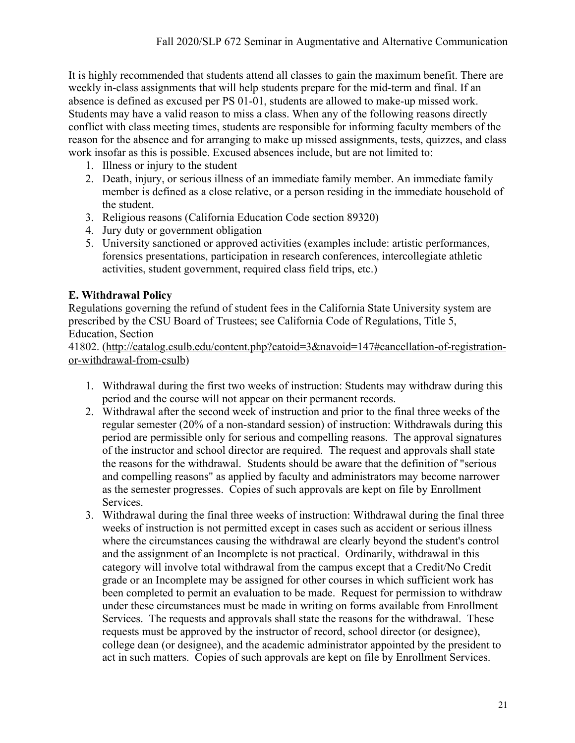It is highly recommended that students attend all classes to gain the maximum benefit. There are weekly in-class assignments that will help students prepare for the mid-term and final. If an absence is defined as excused per PS 01-01, students are allowed to make-up missed work. Students may have a valid reason to miss a class. When any of the following reasons directly conflict with class meeting times, students are responsible for informing faculty members of the reason for the absence and for arranging to make up missed assignments, tests, quizzes, and class work insofar as this is possible. Excused absences include, but are not limited to:

1. Illness or injury to the student
2. Death, injury, or serious illness of an immediate family member. An immediate family member is defined as a close relative, or a person residing in the immediate household of the student.
3. Religious reasons (California Education Code section 89320)
4. Jury duty or government obligation
5. University sanctioned or approved activities (examples include: artistic performances, forensics presentations, participation in research conferences, intercollegiate athletic activities, student government, required class field trips, etc.)

**E. Withdrawal Policy**

Regulations governing the refund of student fees in the California State University system are prescribed by the CSU Board of Trustees; see California Code of Regulations, Title 5, Education, Section 41802. (http://catalog.csulb.edu/content.php?catoid=3&navoid=147#cancellation-of-registration-or-withdrawal-from-csulb)

1. Withdrawal during the first two weeks of instruction: Students may withdraw during this period and the course will not appear on their permanent records.
2. Withdrawal after the second week of instruction and prior to the final three weeks of the regular semester (20% of a non-standard session) of instruction: Withdrawals during this period are permissible only for serious and compelling reasons. The approval signatures of the instructor and school director are required. The request and approvals shall state the reasons for the withdrawal. Students should be aware that the definition of "serious and compelling reasons" as applied by faculty and administrators may become narrower as the semester progresses. Copies of such approvals are kept on file by Enrollment Services.
3. Withdrawal during the final three weeks of instruction: Withdrawal during the final three weeks of instruction is not permitted except in cases such as accident or serious illness where the circumstances causing the withdrawal are clearly beyond the student's control and the assignment of an Incomplete is not practical. Ordinarily, withdrawal in this category will involve total withdrawal from the campus except that a Credit/No Credit grade or an Incomplete may be assigned for other courses in which sufficient work has been completed to permit an evaluation to be made. Request for permission to withdraw under these circumstances must be made in writing on forms available from Enrollment Services. The requests and approvals shall state the reasons for the withdrawal. These requests must be approved by the instructor of record, school director (or designee), college dean (or designee), and the academic administrator appointed by the president to act in such matters. Copies of such approvals are kept on file by Enrollment Services.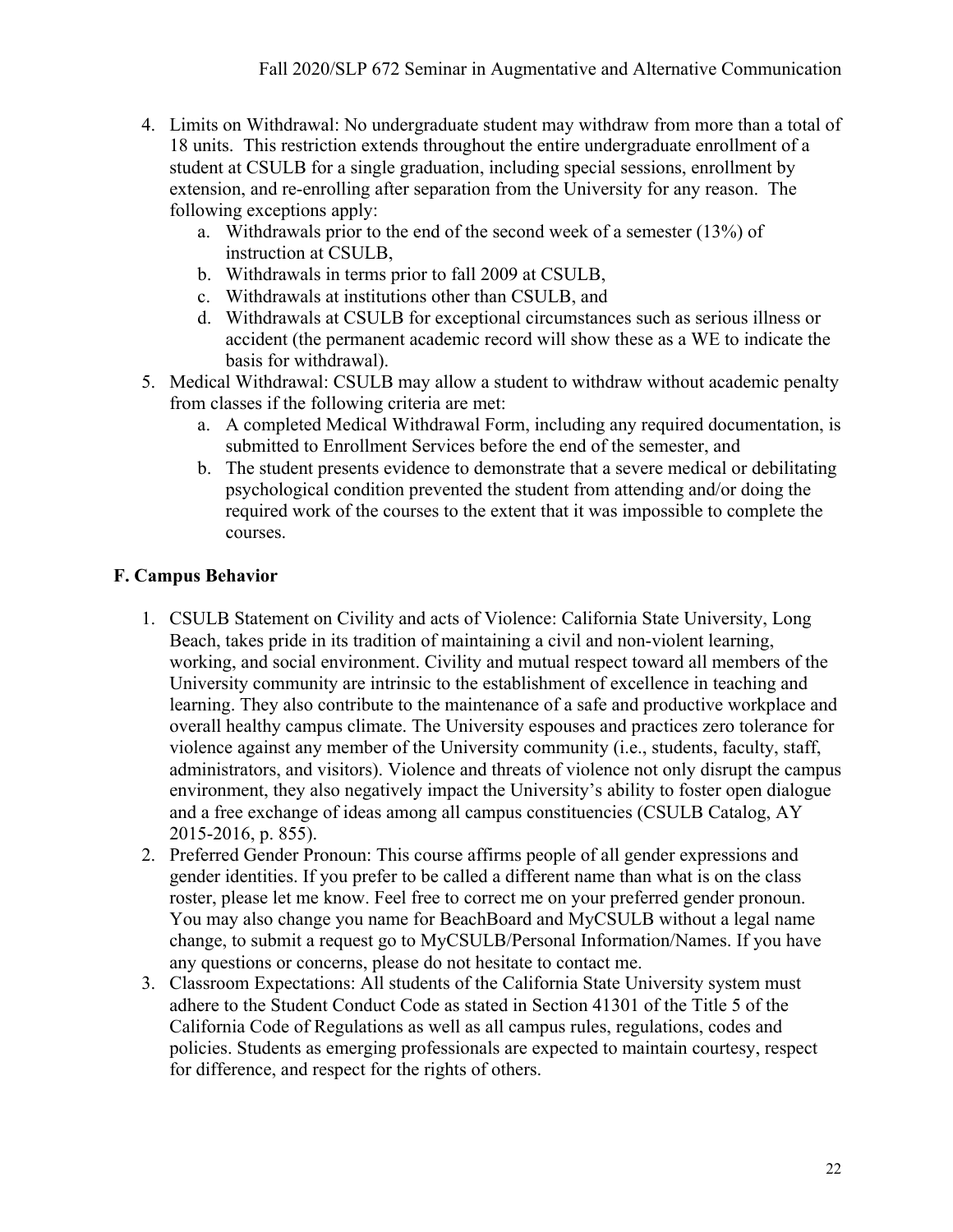4. Limits on Withdrawal: No undergraduate student may withdraw from more than a total of 18 units. This restriction extends throughout the entire undergraduate enrollment of a student at CSULB for a single graduation, including special sessions, enrollment by extension, and re-enrolling after separation from the University for any reason. The following exceptions apply:
    a. Withdrawals prior to the end of the second week of a semester (13%) of instruction at CSULB,
    b. Withdrawals in terms prior to fall 2009 at CSULB,
    c. Withdrawals at institutions other than CSULB, and
    d. Withdrawals at CSULB for exceptional circumstances such as serious illness or accident (the permanent academic record will show these as a WE to indicate the basis for withdrawal).
5. Medical Withdrawal: CSULB may allow a student to withdraw without academic penalty from classes if the following criteria are met:
    a. A completed Medical Withdrawal Form, including any required documentation, is submitted to Enrollment Services before the end of the semester, and
    b. The student presents evidence to demonstrate that a severe medical or debilitating psychological condition prevented the student from attending and/or doing the required work of the courses to the extent that it was impossible to complete the courses.

## F. Campus Behavior

1. CSULB Statement on Civility and acts of Violence: California State University, Long Beach, takes pride in its tradition of maintaining a civil and non-violent learning, working, and social environment. Civility and mutual respect toward all members of the University community are intrinsic to the establishment of excellence in teaching and learning. They also contribute to the maintenance of a safe and productive workplace and overall healthy campus climate. The University espouses and practices zero tolerance for violence against any member of the University community (i.e., students, faculty, staff, administrators, and visitors). Violence and threats of violence not only disrupt the campus environment, they also negatively impact the University's ability to foster open dialogue and a free exchange of ideas among all campus constituencies (CSULB Catalog, AY 2015-2016, p. 855).
2. Preferred Gender Pronoun: This course affirms people of all gender expressions and gender identities. If you prefer to be called a different name than what is on the class roster, please let me know. Feel free to correct me on your preferred gender pronoun. You may also change you name for BeachBoard and MyCSULB without a legal name change, to submit a request go to MyCSULB/Personal Information/Names. If you have any questions or concerns, please do not hesitate to contact me.
3. Classroom Expectations: All students of the California State University system must adhere to the Student Conduct Code as stated in Section 41301 of the Title 5 of the California Code of Regulations as well as all campus rules, regulations, codes and policies. Students as emerging professionals are expected to maintain courtesy, respect for difference, and respect for the rights of others.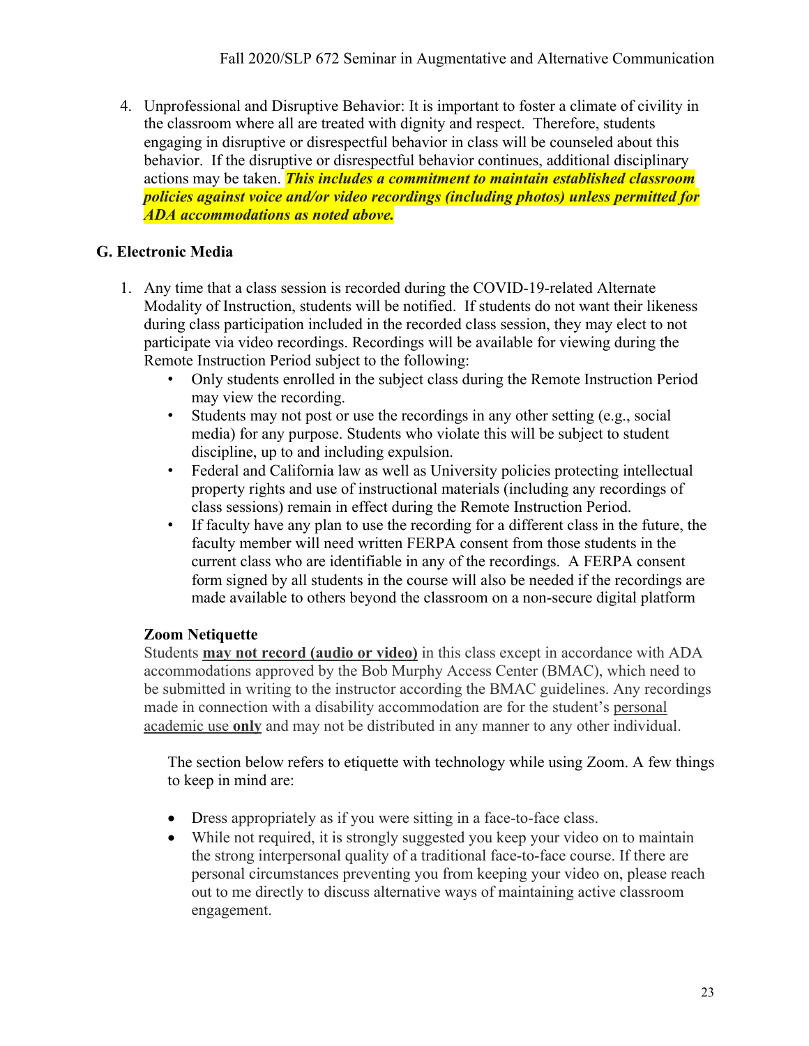4. Unprofessional and Disruptive Behavior: It is important to foster a climate of civility in the classroom where all are treated with dignity and respect. Therefore, students engaging in disruptive or disrespectful behavior in class will be counseled about this behavior. If the disruptive or disrespectful behavior continues, additional disciplinary actions may be taken. ***This includes a commitment to maintain established classroom policies against voice and/or video recordings (including photos) unless permitted for ADA accommodations as noted above.***

### G. Electronic Media

1. Any time that a class session is recorded during the COVID-19-related Alternate Modality of Instruction, students will be notified. If students do not want their likeness during class participation included in the recorded class session, they may elect to not participate via video recordings. Recordings will be available for viewing during the Remote Instruction Period subject to the following:
    - Only students enrolled in the subject class during the Remote Instruction Period may view the recording.
    - Students may not post or use the recordings in any other setting (e.g., social media) for any purpose. Students who violate this will be subject to student discipline, up to and including expulsion.
    - Federal and California law as well as University policies protecting intellectual property rights and use of instructional materials (including any recordings of class sessions) remain in effect during the Remote Instruction Period.
    - If faculty have any plan to use the recording for a different class in the future, the faculty member will need written FERPA consent from those students in the current class who are identifiable in any of the recordings. A FERPA consent form signed by all students in the course will also be needed if the recordings are made available to others beyond the classroom on a non-secure digital platform

**Zoom Netiquette**

Students **may not record (audio or video)** in this class except in accordance with ADA accommodations approved by the Bob Murphy Access Center (BMAC), which need to be submitted in writing to the instructor according the BMAC guidelines. Any recordings made in connection with a disability accommodation are for the student's personal academic use **only** and may not be distributed in any manner to any other individual.

The section below refers to etiquette with technology while using Zoom. A few things to keep in mind are:

- Dress appropriately as if you were sitting in a face-to-face class.
- While not required, it is strongly suggested you keep your video on to maintain the strong interpersonal quality of a traditional face-to-face course. If there are personal circumstances preventing you from keeping your video on, please reach out to me directly to discuss alternative ways of maintaining active classroom engagement.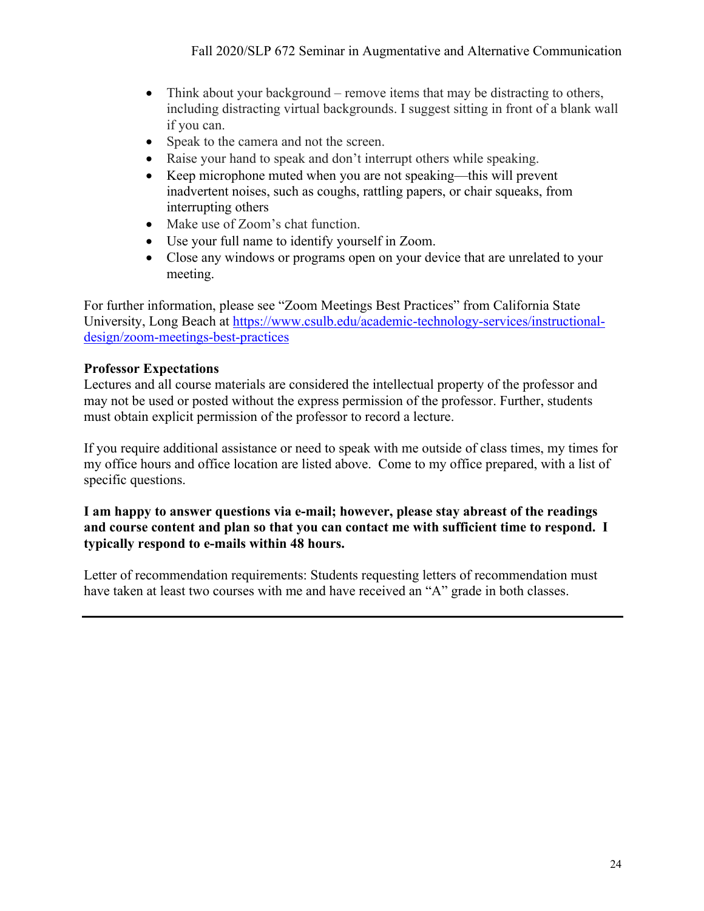- Think about your background – remove items that may be distracting to others, including distracting virtual backgrounds. I suggest sitting in front of a blank wall if you can.
- Speak to the camera and not the screen.
- Raise your hand to speak and don't interrupt others while speaking.
- Keep microphone muted when you are not speaking—this will prevent inadvertent noises, such as coughs, rattling papers, or chair squeaks, from interrupting others
- Make use of Zoom's chat function.
- Use your full name to identify yourself in Zoom.
- Close any windows or programs open on your device that are unrelated to your meeting.

For further information, please see "Zoom Meetings Best Practices" from California State University, Long Beach at [https://www.csulb.edu/academic-technology-services/instructional-design/zoom-meetings-best-practices](https://www.csulb.edu/academic-technology-services/instructional-design/zoom-meetings-best-practices)

**Professor Expectations**

Lectures and all course materials are considered the intellectual property of the professor and may not be used or posted without the express permission of the professor. Further, students must obtain explicit permission of the professor to record a lecture.

If you require additional assistance or need to speak with me outside of class times, my times for my office hours and office location are listed above. Come to my office prepared, with a list of specific questions.

**I am happy to answer questions via e-mail; however, please stay abreast of the readings and course content and plan so that you can contact me with sufficient time to respond. I typically respond to e-mails within 48 hours.**

Letter of recommendation requirements: Students requesting letters of recommendation must have taken at least two courses with me and have received an "A" grade in both classes.

---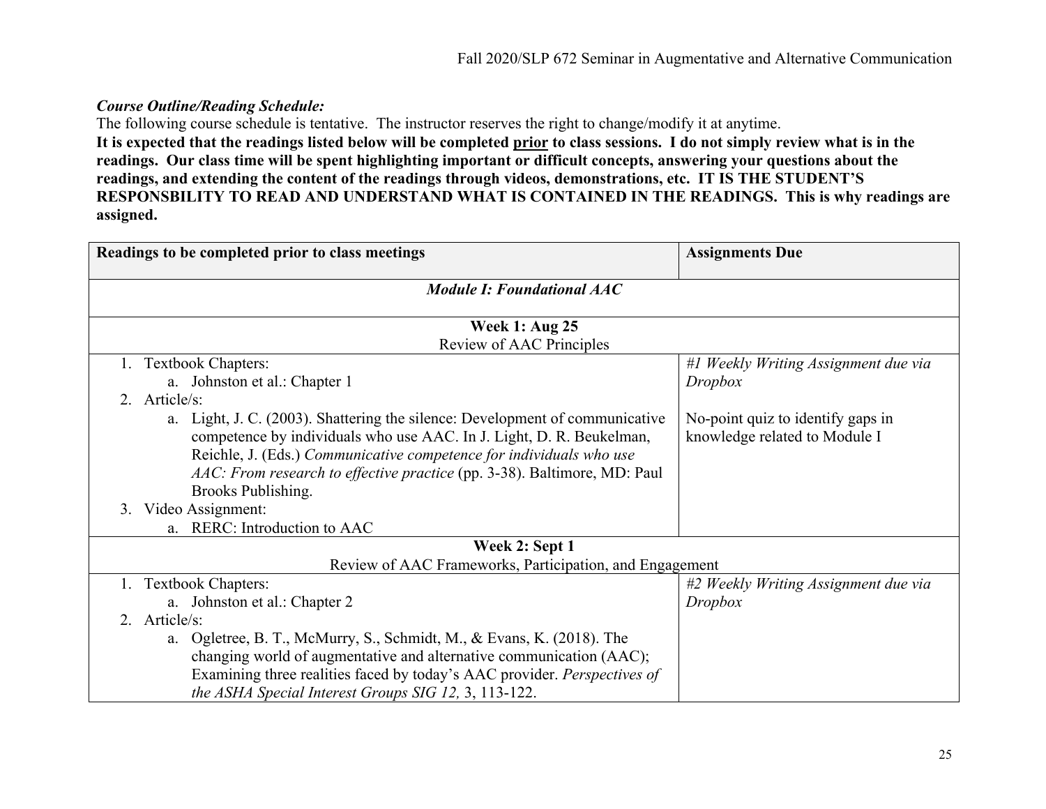***Course Outline/Reading Schedule:***

The following course schedule is tentative. The instructor reserves the right to change/modify it at anytime.

**It is expected that the readings listed below will be completed <u>prior</u> to class sessions. I do not simply review what is in the readings. Our class time will be spent highlighting important or difficult concepts, answering your questions about the readings, and extending the content of the readings through videos, demonstrations, etc. IT IS THE STUDENT'S RESPONSBILITY TO READ AND UNDERSTAND WHAT IS CONTAINED IN THE READINGS. This is why readings are assigned.**

| Readings to be completed prior to class meetings | Assignments Due |
| --- | --- |
| ***Module I: Foundational AAC*** | |
| **Week 1: Aug 25**<br>Review of AAC Principles | |
| 1. Textbook Chapters:<br>a. Johnston et al.: Chapter 1<br>2. Article/s:<br>a. Light, J. C. (2003). Shattering the silence: Development of communicative competence by individuals who use AAC. In J. Light, D. R. Beukelman, Reichle, J. (Eds.) *Communicative competence for individuals who use AAC: From research to effective practice* (pp. 3-38). Baltimore, MD: Paul Brooks Publishing.<br>3. Video Assignment:<br>a. RERC: Introduction to AAC | *#1 Weekly Writing Assignment due via Dropbox*<br><br>No-point quiz to identify gaps in knowledge related to Module I |
| **Week 2: Sept 1**<br>Review of AAC Frameworks, Participation, and Engagement | |
| 1. Textbook Chapters:<br>a. Johnston et al.: Chapter 2<br>2. Article/s:<br>a. Ogletree, B. T., McMurry, S., Schmidt, M., & Evans, K. (2018). The changing world of augmentative and alternative communication (AAC); Examining three realities faced by today's AAC provider. *Perspectives of the ASHA Special Interest Groups SIG 12,* 3, 113-122. | *#2 Weekly Writing Assignment due via Dropbox* |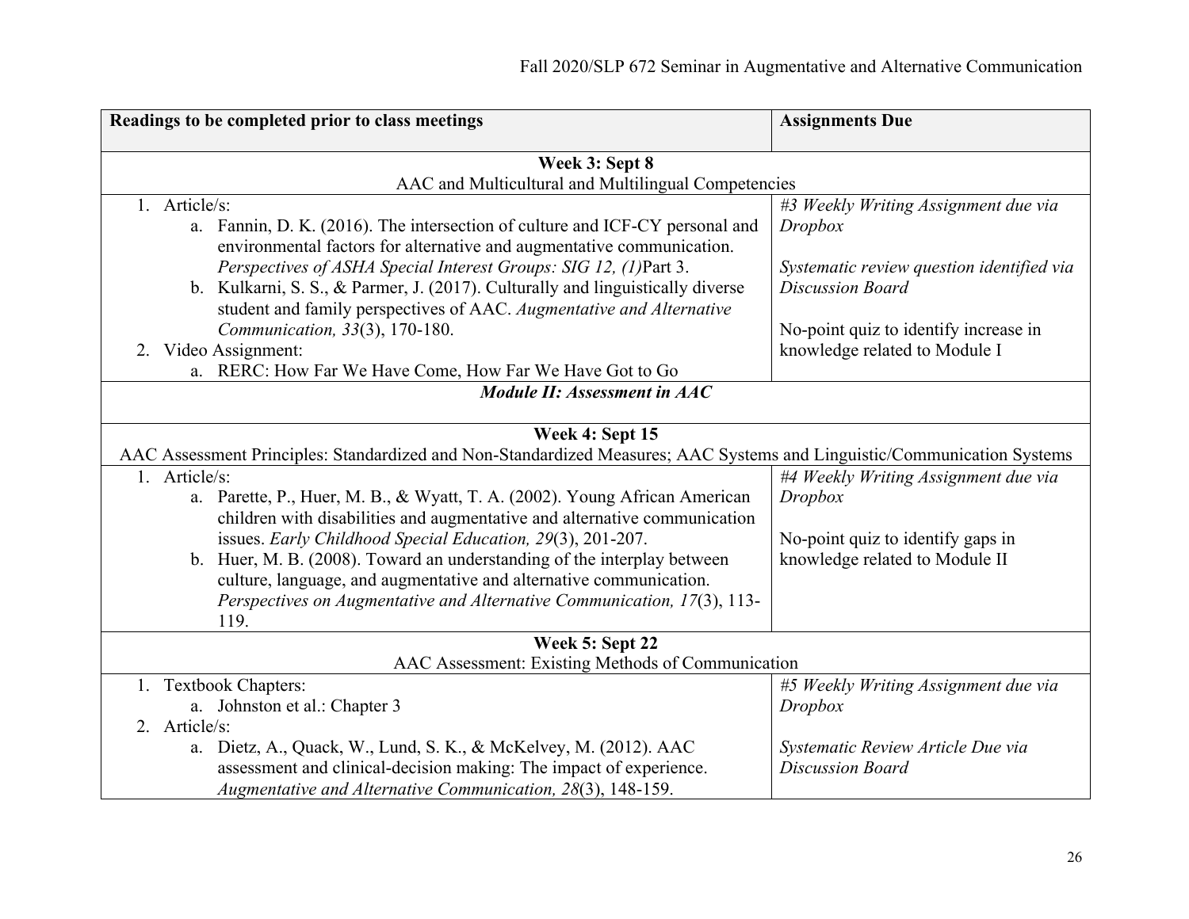| Readings to be completed prior to class meetings | Assignments Due |
|---|---|
| **Week 3: Sept 8**<br>AAC and Multicultural and Multilingual Competencies | |
| 1. Article/s:<br>a. Fannin, D. K. (2016). The intersection of culture and ICF-CY personal and environmental factors for alternative and augmentative communication. *Perspectives of ASHA Special Interest Groups: SIG 12, (1)*Part 3.<br>b. Kulkarni, S. S., & Parmer, J. (2017). Culturally and linguistically diverse student and family perspectives of AAC. *Augmentative and Alternative Communication, 33*(3), 170-180.<br>2. Video Assignment:<br>a. RERC: How Far We Have Come, How Far We Have Got to Go | *#3 Weekly Writing Assignment due via Dropbox*<br><br>*Systematic review question identified via Discussion Board*<br><br>No-point quiz to identify increase in knowledge related to Module I |
| ***Module II: Assessment in AAC*** | |
| **Week 4: Sept 15**<br>AAC Assessment Principles: Standardized and Non-Standardized Measures; AAC Systems and Linguistic/Communication Systems | |
| 1. Article/s:<br>a. Parette, P., Huer, M. B., & Wyatt, T. A. (2002). Young African American children with disabilities and augmentative and alternative communication issues. *Early Childhood Special Education, 29*(3), 201-207.<br>b. Huer, M. B. (2008). Toward an understanding of the interplay between culture, language, and augmentative and alternative communication. *Perspectives on Augmentative and Alternative Communication, 17*(3), 113-119. | *#4 Weekly Writing Assignment due via Dropbox*<br><br>No-point quiz to identify gaps in knowledge related to Module II |
| **Week 5: Sept 22**<br>AAC Assessment: Existing Methods of Communication | |
| 1. Textbook Chapters:<br>a. Johnston et al.: Chapter 3<br>2. Article/s:<br>a. Dietz, A., Quack, W., Lund, S. K., & McKelvey, M. (2012). AAC assessment and clinical-decision making: The impact of experience. *Augmentative and Alternative Communication, 28*(3), 148-159. | *#5 Weekly Writing Assignment due via Dropbox*<br><br>*Systematic Review Article Due via Discussion Board* |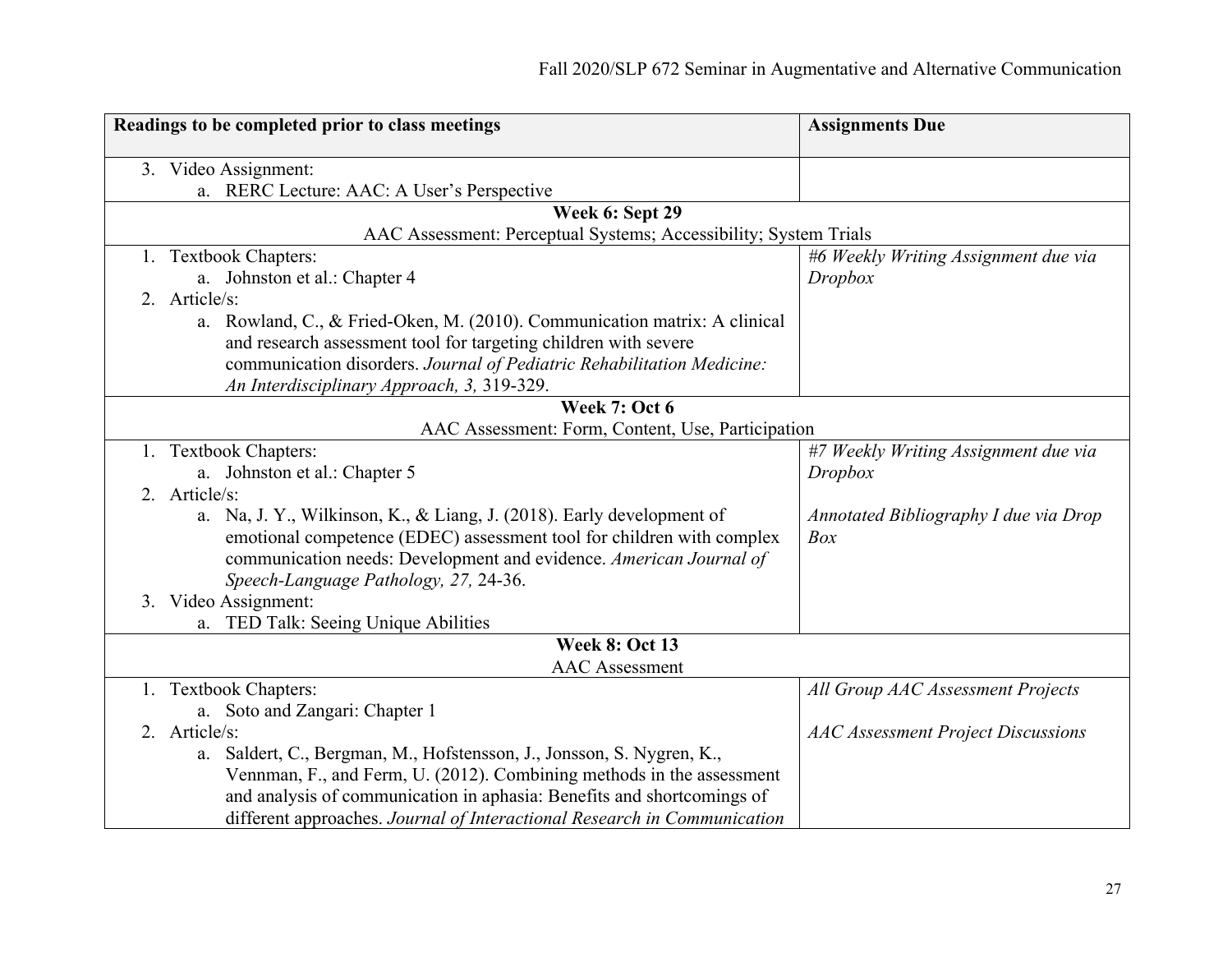| Readings to be completed prior to class meetings | Assignments Due |
|---|---|
| 3. Video Assignment:<br>a. RERC Lecture: AAC: A User's Perspective | |
| **Week 6: Sept 29**<br>AAC Assessment: Perceptual Systems; Accessibility; System Trials | |
| 1. Textbook Chapters:<br>a. Johnston et al.: Chapter 4<br>2. Article/s:<br>a. Rowland, C., & Fried-Oken, M. (2010). Communication matrix: A clinical and research assessment tool for targeting children with severe communication disorders. *Journal of Pediatric Rehabilitation Medicine: An Interdisciplinary Approach, 3,* 319-329. | *#6 Weekly Writing Assignment due via Dropbox* |
| **Week 7: Oct 6**<br>AAC Assessment: Form, Content, Use, Participation | |
| 1. Textbook Chapters:<br>a. Johnston et al.: Chapter 5<br>2. Article/s:<br>a. Na, J. Y., Wilkinson, K., & Liang, J. (2018). Early development of emotional competence (EDEC) assessment tool for children with complex communication needs: Development and evidence. *American Journal of Speech-Language Pathology, 27,* 24-36.<br>3. Video Assignment:<br>a. TED Talk: Seeing Unique Abilities | *#7 Weekly Writing Assignment due via Dropbox*<br><br>*Annotated Bibliography I due via Drop Box* |
| **Week 8: Oct 13**<br>AAC Assessment | |
| 1. Textbook Chapters:<br>a. Soto and Zangari: Chapter 1<br>2. Article/s:<br>a. Saldert, C., Bergman, M., Hofstensson, J., Jonsson, S. Nygren, K., Vennman, F., and Ferm, U. (2012). Combining methods in the assessment and analysis of communication in aphasia: Benefits and shortcomings of different approaches. *Journal of Interactional Research in Communication* | *All Group AAC Assessment Projects*<br><br>*AAC Assessment Project Discussions* |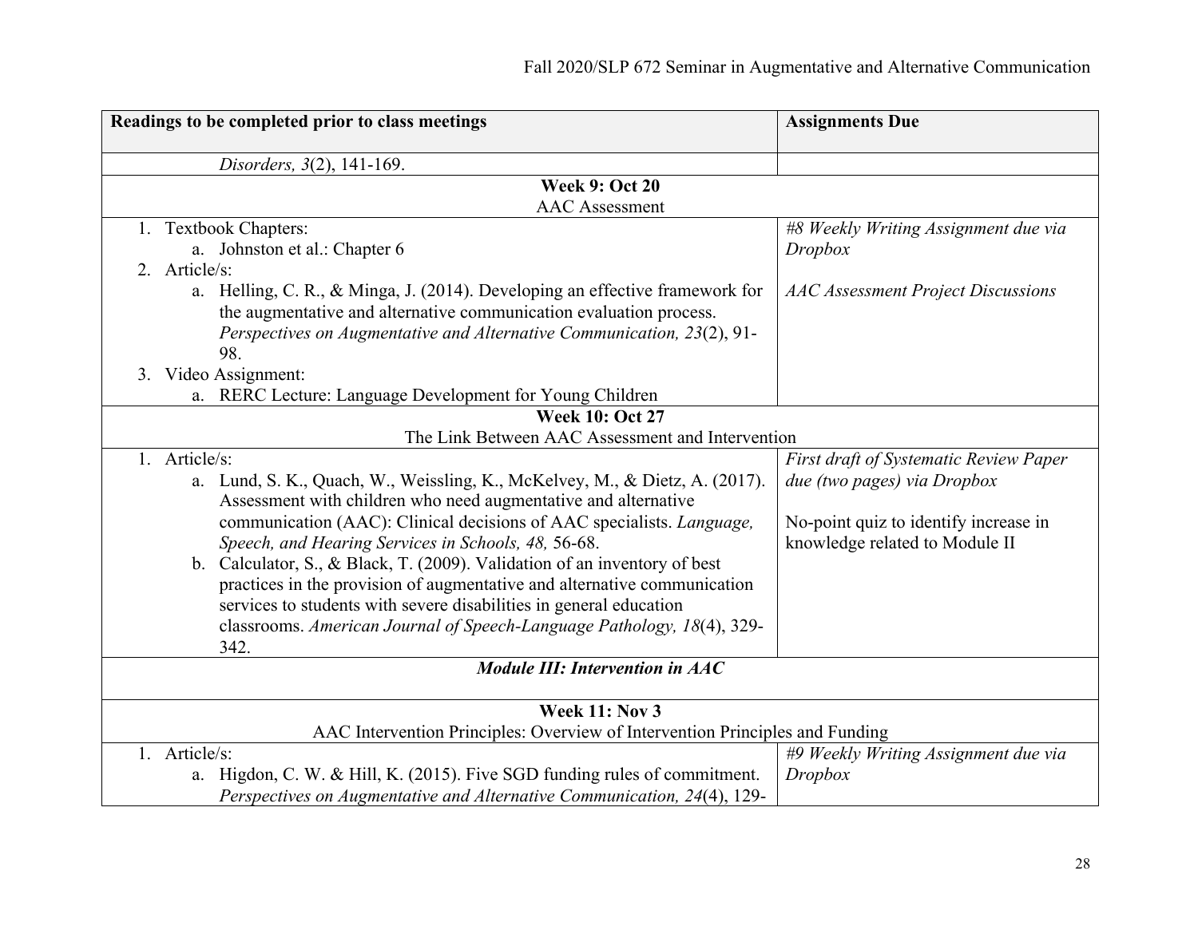| Readings to be completed prior to class meetings | Assignments Due |
|---|---|
| *Disorders, 3*(2), 141-169. | |
| **Week 9: Oct 20**<br>AAC Assessment | |
| 1. Textbook Chapters:<br>a. Johnston et al.: Chapter 6<br>2. Article/s:<br>a. Helling, C. R., & Minga, J. (2014). Developing an effective framework for the augmentative and alternative communication evaluation process. *Perspectives on Augmentative and Alternative Communication, 23*(2), 91-98.<br>3. Video Assignment:<br>a. RERC Lecture: Language Development for Young Children | *#8 Weekly Writing Assignment due via Dropbox*<br><br>*AAC Assessment Project Discussions* |
| **Week 10: Oct 27**<br>The Link Between AAC Assessment and Intervention | |
| 1. Article/s:<br>a. Lund, S. K., Quach, W., Weissling, K., McKelvey, M., & Dietz, A. (2017). Assessment with children who need augmentative and alternative communication (AAC): Clinical decisions of AAC specialists. *Language, Speech, and Hearing Services in Schools, 48,* 56-68.<br>b. Calculator, S., & Black, T. (2009). Validation of an inventory of best practices in the provision of augmentative and alternative communication services to students with severe disabilities in general education classrooms. *American Journal of Speech-Language Pathology, 18*(4), 329-342. | *First draft of Systematic Review Paper due (two pages) via Dropbox*<br><br>No-point quiz to identify increase in knowledge related to Module II |
| ***Module III: Intervention in AAC*** | |
| **Week 11: Nov 3**<br>AAC Intervention Principles: Overview of Intervention Principles and Funding | |
| 1. Article/s:<br>a. Higdon, C. W. & Hill, K. (2015). Five SGD funding rules of commitment. *Perspectives on Augmentative and Alternative Communication, 24*(4), 129- | *#9 Weekly Writing Assignment due via Dropbox* |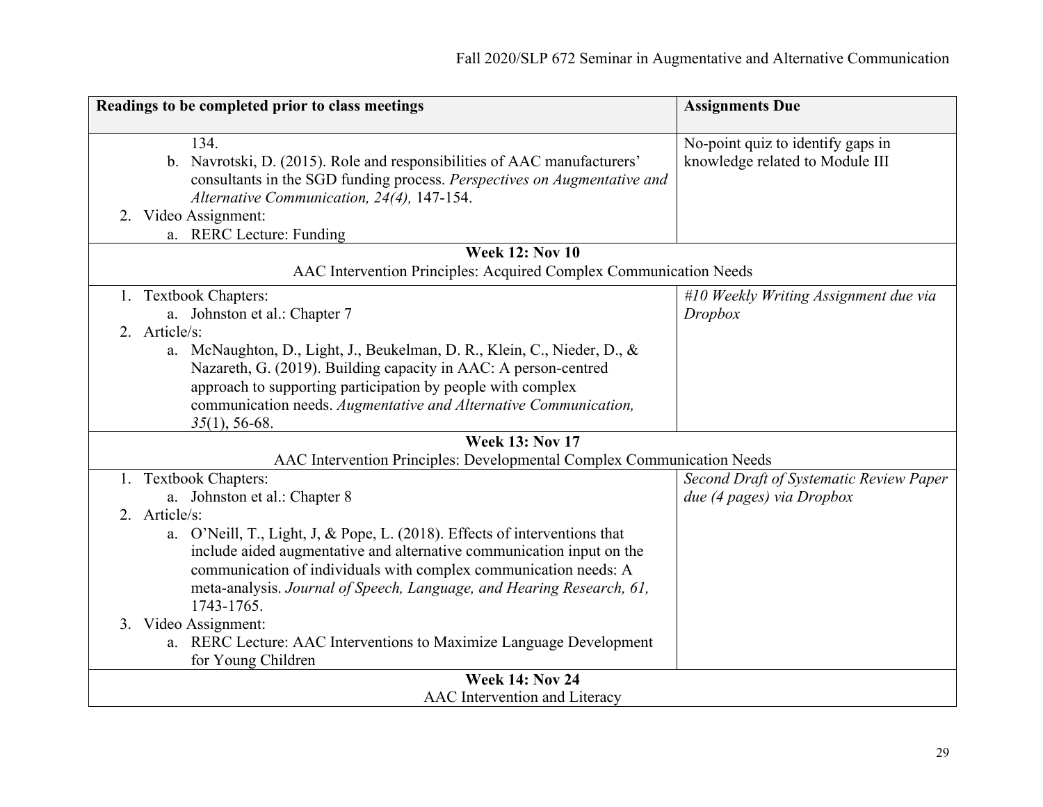| Readings to be completed prior to class meetings | Assignments Due |
| --- | --- |
| 134.<br>b. Navrotski, D. (2015). Role and responsibilities of AAC manufacturers' consultants in the SGD funding process. *Perspectives on Augmentative and Alternative Communication, 24(4),* 147-154.<br>2. Video Assignment:<br>a. RERC Lecture: Funding | No-point quiz to identify gaps in knowledge related to Module III |
| **Week 12: Nov 10**<br>AAC Intervention Principles: Acquired Complex Communication Needs | |
| 1. Textbook Chapters:<br>a. Johnston et al.: Chapter 7<br>2. Article/s:<br>a. McNaughton, D., Light, J., Beukelman, D. R., Klein, C., Nieder, D., & Nazareth, G. (2019). Building capacity in AAC: A person-centred approach to supporting participation by people with complex communication needs. *Augmentative and Alternative Communication, 35*(1), 56-68. | *#10 Weekly Writing Assignment due via Dropbox* |
| **Week 13: Nov 17**<br>AAC Intervention Principles: Developmental Complex Communication Needs | |
| 1. Textbook Chapters:<br>a. Johnston et al.: Chapter 8<br>2. Article/s:<br>a. O'Neill, T., Light, J, & Pope, L. (2018). Effects of interventions that include aided augmentative and alternative communication input on the communication of individuals with complex communication needs: A meta-analysis. *Journal of Speech, Language, and Hearing Research, 61,* 1743-1765.<br>3. Video Assignment:<br>a. RERC Lecture: AAC Interventions to Maximize Language Development for Young Children | *Second Draft of Systematic Review Paper due (4 pages) via Dropbox* |
| **Week 14: Nov 24**<br>AAC Intervention and Literacy | |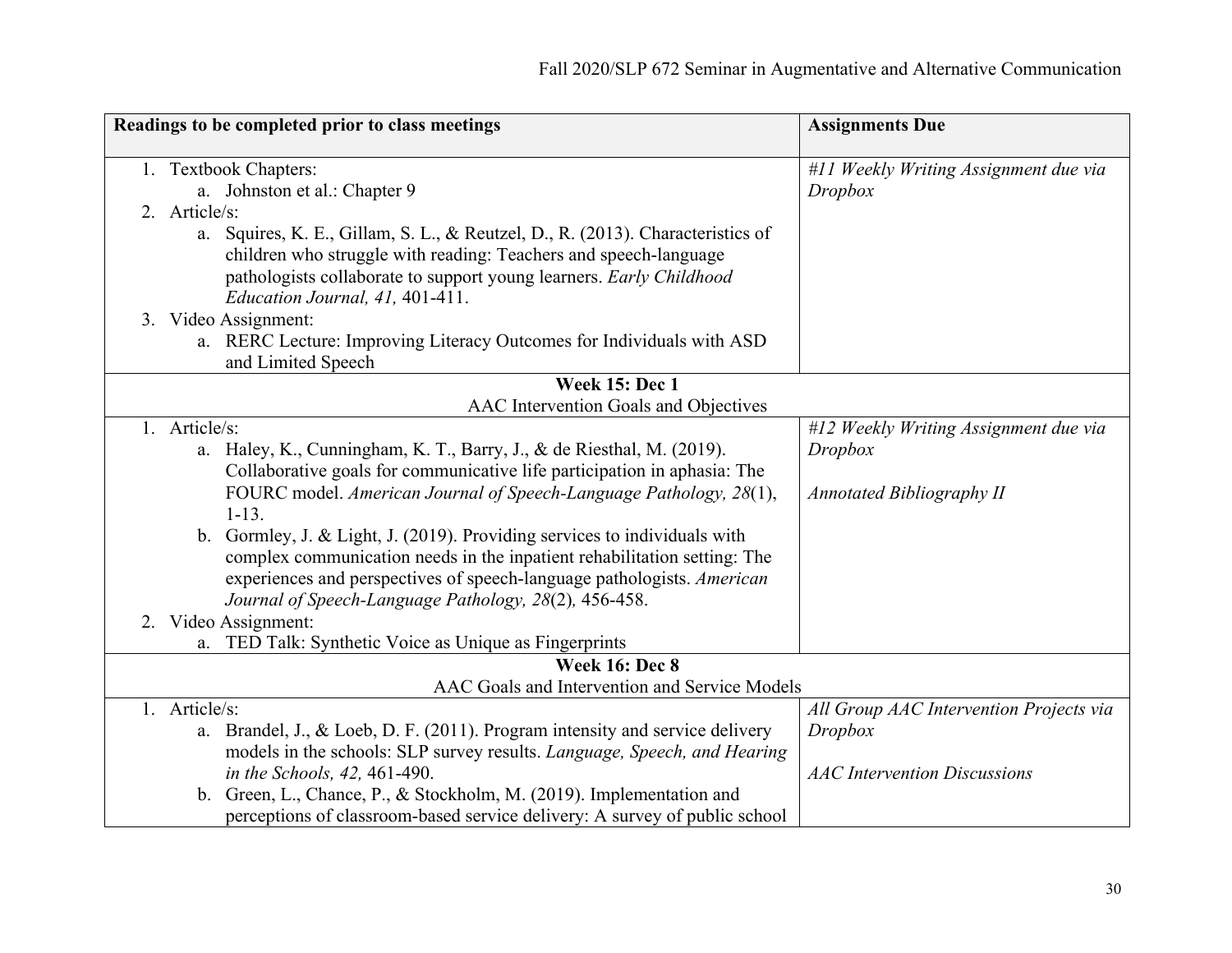| Readings to be completed prior to class meetings | Assignments Due |
|---|---|
| 1. Textbook Chapters:<br>a. Johnston et al.: Chapter 9<br>2. Article/s:<br>a. Squires, K. E., Gillam, S. L., & Reutzel, D., R. (2013). Characteristics of children who struggle with reading: Teachers and speech-language pathologists collaborate to support young learners. *Early Childhood Education Journal, 41,* 401-411.<br>3. Video Assignment:<br>a. RERC Lecture: Improving Literacy Outcomes for Individuals with ASD and Limited Speech | *#11 Weekly Writing Assignment due via Dropbox* |
| **Week 15: Dec 1**<br>AAC Intervention Goals and Objectives | |
| 1. Article/s:<br>a. Haley, K., Cunningham, K. T., Barry, J., & de Riesthal, M. (2019). Collaborative goals for communicative life participation in aphasia: The FOURC model. *American Journal of Speech-Language Pathology, 28*(1), 1-13.<br>b. Gormley, J. & Light, J. (2019). Providing services to individuals with complex communication needs in the inpatient rehabilitation setting: The experiences and perspectives of speech-language pathologists. *American Journal of Speech-Language Pathology, 28*(2)*,* 456-458.<br>2. Video Assignment:<br>a. TED Talk: Synthetic Voice as Unique as Fingerprints | *#12 Weekly Writing Assignment due via Dropbox*<br><br>*Annotated Bibliography II* |
| **Week 16: Dec 8**<br>AAC Goals and Intervention and Service Models | |
| 1. Article/s:<br>a. Brandel, J., & Loeb, D. F. (2011). Program intensity and service delivery models in the schools: SLP survey results. *Language, Speech, and Hearing in the Schools, 42,* 461-490.<br>b. Green, L., Chance, P., & Stockholm, M. (2019). Implementation and perceptions of classroom-based service delivery: A survey of public school | *All Group AAC Intervention Projects via Dropbox*<br><br>*AAC Intervention Discussions* |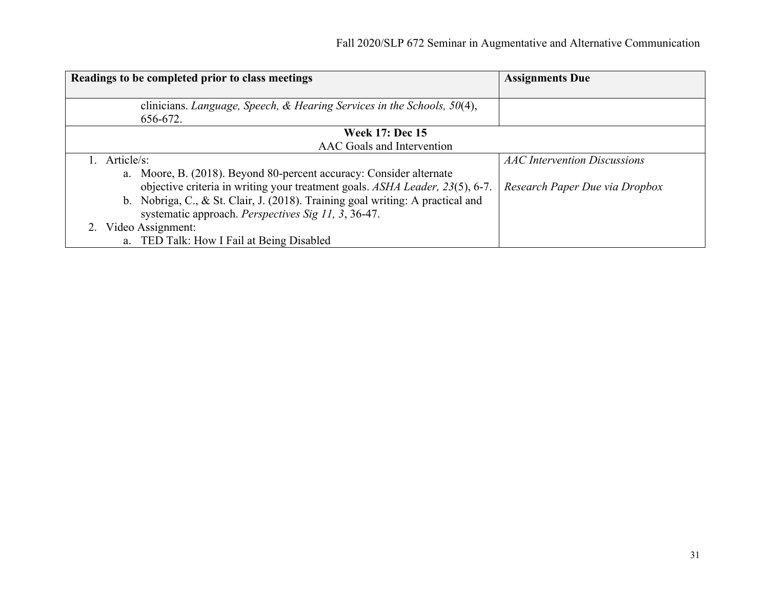| Readings to be completed prior to class meetings | Assignments Due |
|---|---|
| clinicians. *Language, Speech, & Hearing Services in the Schools, 50*(4), 656-672. | |
| **Week 17: Dec 15**<br>AAC Goals and Intervention | |
| 1. Article/s:<br>a. Moore, B. (2018). Beyond 80-percent accuracy: Consider alternate objective criteria in writing your treatment goals. *ASHA Leader, 23*(5), 6-7.<br>b. Nobriga, C., & St. Clair, J. (2018). Training goal writing: A practical and systematic approach. *Perspectives Sig 11, 3*, 36-47.<br>2. Video Assignment:<br>a. TED Talk: How I Fail at Being Disabled | *AAC Intervention Discussions*<br><br>*Research Paper Due via Dropbox* |